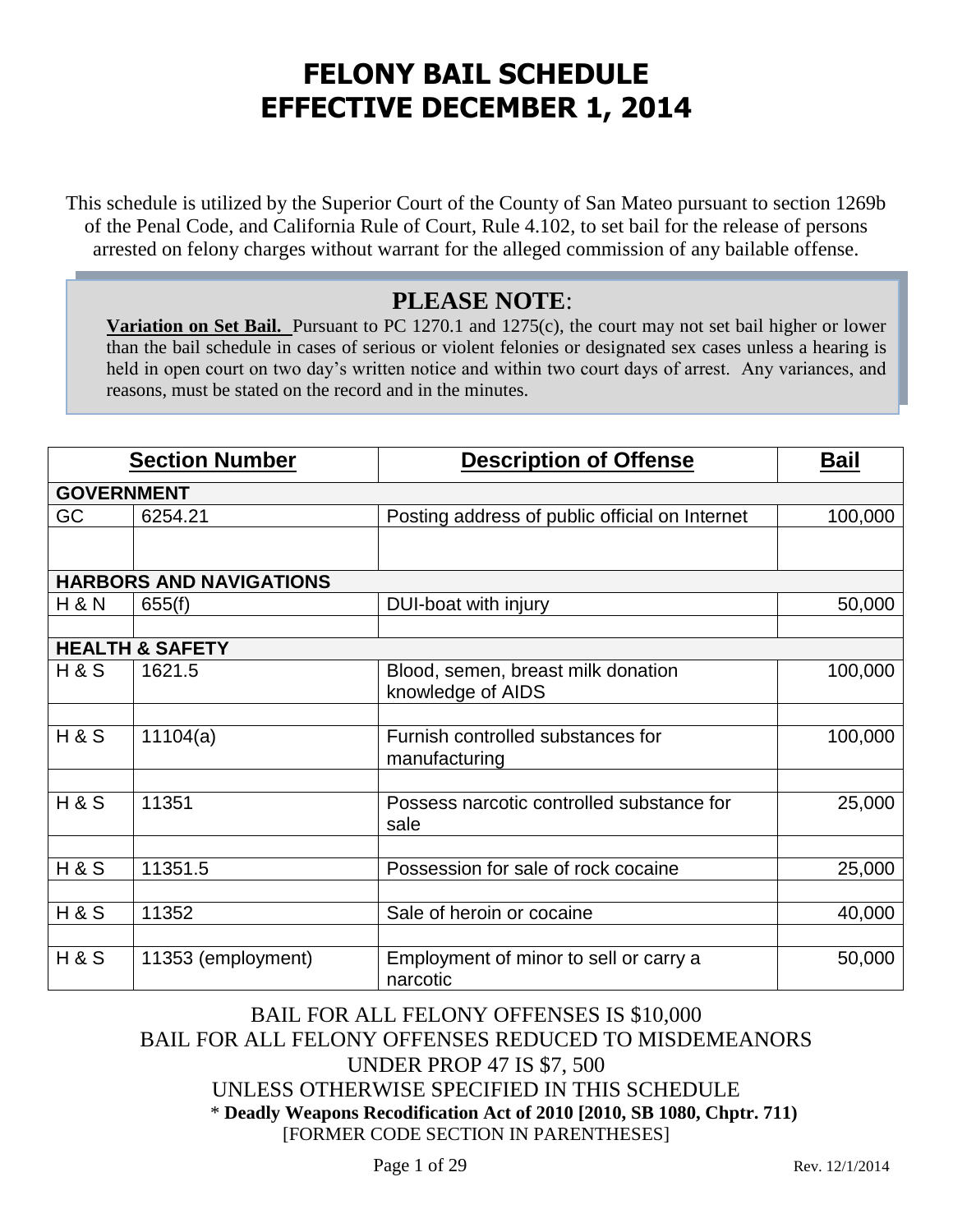# FELONY BAIL SCHEDULE
# EFFECTIVE DECEMBER 1, 2014

This schedule is utilized by the Superior Court of the County of San Mateo pursuant to section 1269b of the Penal Code, and California Rule of Court, Rule 4.102, to set bail for the release of persons arrested on felony charges without warrant for the alleged commission of any bailable offense.

## PLEASE NOTE:

**Variation on Set Bail.** Pursuant to PC 1270.1 and 1275(c), the court may not set bail higher or lower than the bail schedule in cases of serious or violent felonies or designated sex cases unless a hearing is held in open court on two day's written notice and within two court days of arrest. Any variances, and reasons, must be stated on the record and in the minutes.

| Section Number | | Description of Offense | Bail |
|---|---|---|---|
| **GOVERNMENT** | | | |
| GC | 6254.21 | Posting address of public official on Internet | 100,000 |
| | | | |
| **HARBORS AND NAVIGATIONS** | | | |
| H & N | 655(f) | DUI-boat with injury | 50,000 |
| | | | |
| **HEALTH & SAFETY** | | | |
| H & S | 1621.5 | Blood, semen, breast milk donation knowledge of AIDS | 100,000 |
| | | | |
| H & S | 11104(a) | Furnish controlled substances for manufacturing | 100,000 |
| | | | |
| H & S | 11351 | Possess narcotic controlled substance for sale | 25,000 |
| | | | |
| H & S | 11351.5 | Possession for sale of rock cocaine | 25,000 |
| | | | |
| H & S | 11352 | Sale of heroin or cocaine | 40,000 |
| | | | |
| H & S | 11353 (employment) | Employment of minor to sell or carry a narcotic | 50,000 |

BAIL FOR ALL FELONY OFFENSES IS $10,000
BAIL FOR ALL FELONY OFFENSES REDUCED TO MISDEMEANORS UNDER PROP 47 IS $7, 500
UNLESS OTHERWISE SPECIFIED IN THIS SCHEDULE

\* **Deadly Weapons Recodification Act of 2010 [2010, SB 1080, Chptr. 711)**
[FORMER CODE SECTION IN PARENTHESES]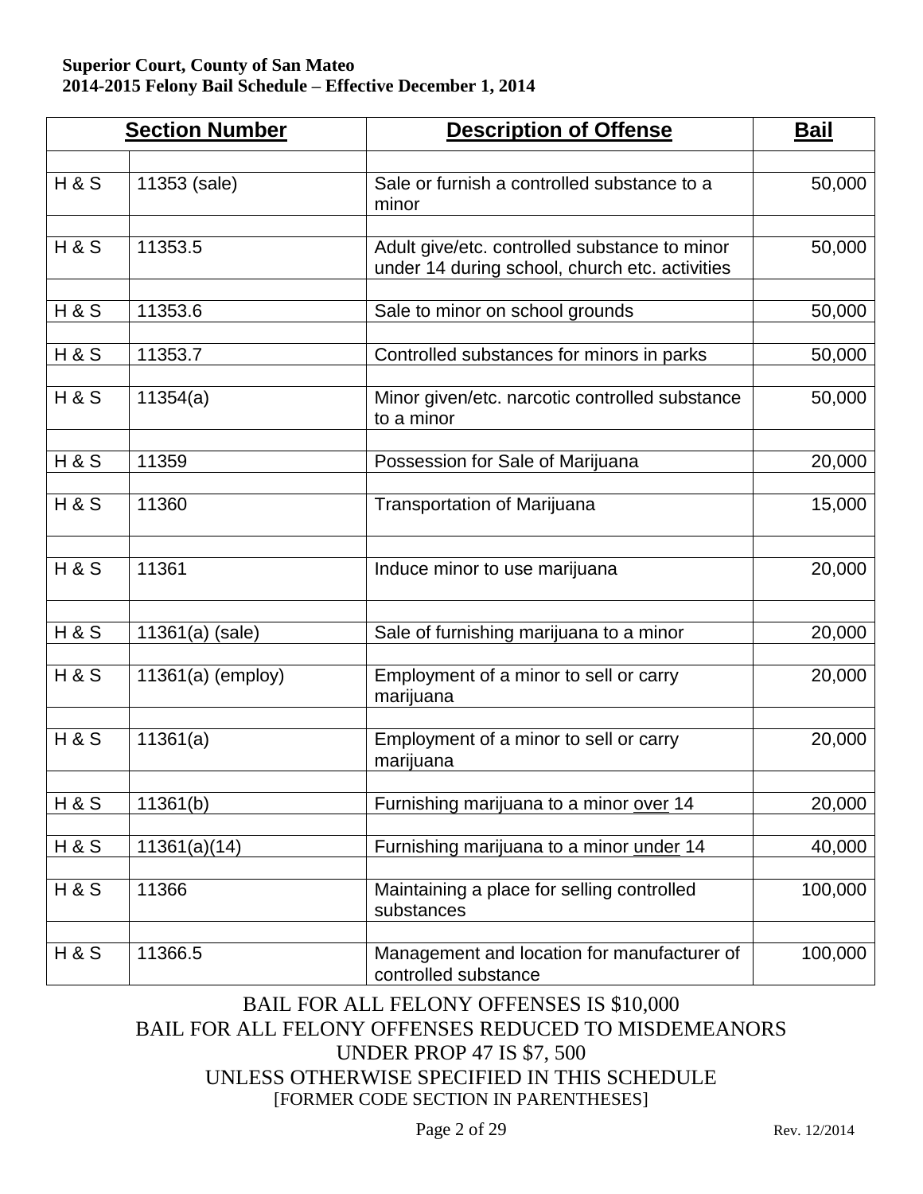**Superior Court, County of San Mateo**
**2014-2015 Felony Bail Schedule – Effective December 1, 2014**

| Section Number | | Description of Offense | Bail |
|---|---|---|---|
| H & S | 11353 (sale) | Sale or furnish a controlled substance to a minor | 50,000 |
| H & S | 11353.5 | Adult give/etc. controlled substance to minor under 14 during school, church etc. activities | 50,000 |
| H & S | 11353.6 | Sale to minor on school grounds | 50,000 |
| H & S | 11353.7 | Controlled substances for minors in parks | 50,000 |
| H & S | 11354(a) | Minor given/etc. narcotic controlled substance to a minor | 50,000 |
| H & S | 11359 | Possession for Sale of Marijuana | 20,000 |
| H & S | 11360 | Transportation of Marijuana | 15,000 |
| H & S | 11361 | Induce minor to use marijuana | 20,000 |
| H & S | 11361(a) (sale) | Sale of furnishing marijuana to a minor | 20,000 |
| H & S | 11361(a) (employ) | Employment of a minor to sell or carry marijuana | 20,000 |
| H & S | 11361(a) | Employment of a minor to sell or carry marijuana | 20,000 |
| H & S | 11361(b) | Furnishing marijuana to a minor over 14 | 20,000 |
| H & S | 11361(a)(14) | Furnishing marijuana to a minor under 14 | 40,000 |
| H & S | 11366 | Maintaining a place for selling controlled substances | 100,000 |
| H & S | 11366.5 | Management and location for manufacturer of controlled substance | 100,000 |

BAIL FOR ALL FELONY OFFENSES IS $10,000
BAIL FOR ALL FELONY OFFENSES REDUCED TO MISDEMEANORS UNDER PROP 47 IS $7, 500
UNLESS OTHERWISE SPECIFIED IN THIS SCHEDULE
[FORMER CODE SECTION IN PARENTHESES]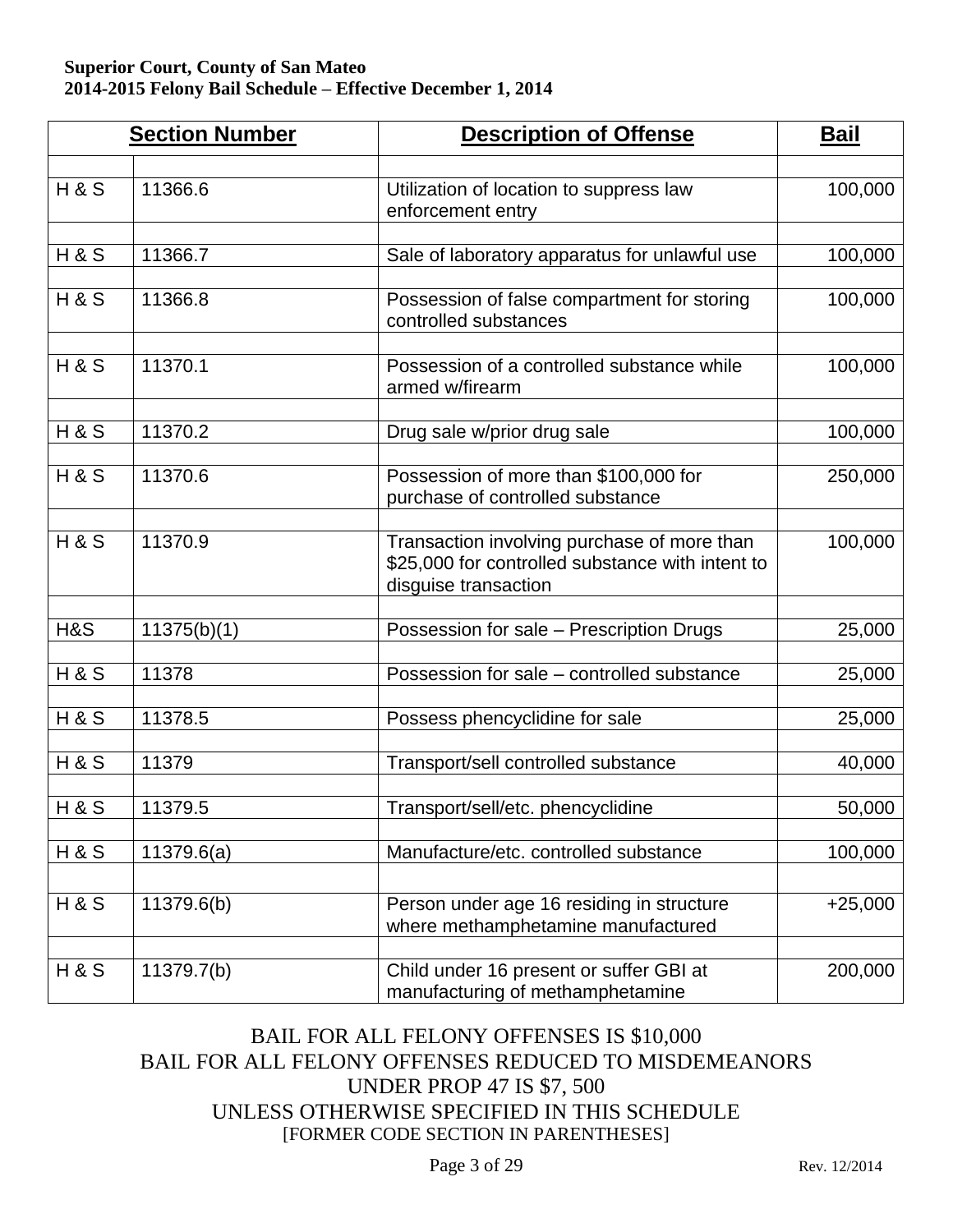**Superior Court, County of San Mateo**
**2014-2015 Felony Bail Schedule – Effective December 1, 2014**

| Section Number | | Description of Offense | Bail |
|---|---|---|---|
| H & S | 11366.6 | Utilization of location to suppress law enforcement entry | 100,000 |
| H & S | 11366.7 | Sale of laboratory apparatus for unlawful use | 100,000 |
| H & S | 11366.8 | Possession of false compartment for storing controlled substances | 100,000 |
| H & S | 11370.1 | Possession of a controlled substance while armed w/firearm | 100,000 |
| H & S | 11370.2 | Drug sale w/prior drug sale | 100,000 |
| H & S | 11370.6 | Possession of more than $100,000 for purchase of controlled substance | 250,000 |
| H & S | 11370.9 | Transaction involving purchase of more than $25,000 for controlled substance with intent to disguise transaction | 100,000 |
| H&S | 11375(b)(1) | Possession for sale – Prescription Drugs | 25,000 |
| H & S | 11378 | Possession for sale – controlled substance | 25,000 |
| H & S | 11378.5 | Possess phencyclidine for sale | 25,000 |
| H & S | 11379 | Transport/sell controlled substance | 40,000 |
| H & S | 11379.5 | Transport/sell/etc. phencyclidine | 50,000 |
| H & S | 11379.6(a) | Manufacture/etc. controlled substance | 100,000 |
| H & S | 11379.6(b) | Person under age 16 residing in structure where methamphetamine manufactured | +25,000 |
| H & S | 11379.7(b) | Child under 16 present or suffer GBI at manufacturing of methamphetamine | 200,000 |

BAIL FOR ALL FELONY OFFENSES IS $10,000
BAIL FOR ALL FELONY OFFENSES REDUCED TO MISDEMEANORS UNDER PROP 47 IS $7, 500
UNLESS OTHERWISE SPECIFIED IN THIS SCHEDULE
[FORMER CODE SECTION IN PARENTHESES]

Rev. 12/2014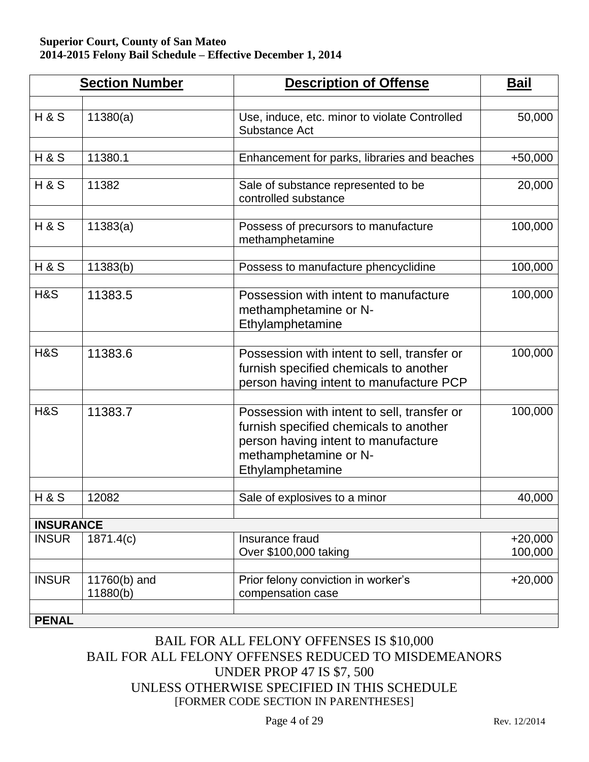**Superior Court, County of San Mateo**
**2014-2015 Felony Bail Schedule – Effective December 1, 2014**

| Section Number | | Description of Offense | Bail |
|---|---|---|---|
| H & S | 11380(a) | Use, induce, etc. minor to violate Controlled Substance Act | 50,000 |
| H & S | 11380.1 | Enhancement for parks, libraries and beaches | +50,000 |
| H & S | 11382 | Sale of substance represented to be controlled substance | 20,000 |
| H & S | 11383(a) | Possess of precursors to manufacture methamphetamine | 100,000 |
| H & S | 11383(b) | Possess to manufacture phencyclidine | 100,000 |
| H&S | 11383.5 | Possession with intent to manufacture methamphetamine or N-Ethylamphetamine | 100,000 |
| H&S | 11383.6 | Possession with intent to sell, transfer or furnish specified chemicals to another person having intent to manufacture PCP | 100,000 |
| H&S | 11383.7 | Possession with intent to sell, transfer or furnish specified chemicals to another person having intent to manufacture methamphetamine or N-Ethylamphetamine | 100,000 |
| H & S | 12082 | Sale of explosives to a minor | 40,000 |
| **INSURANCE** | | | |
| INSUR | 1871.4(c) | Insurance fraud<br>Over $100,000 taking | +20,000<br>100,000 |
| INSUR | 11760(b) and 11880(b) | Prior felony conviction in worker's compensation case | +20,000 |
| **PENAL** | | | |

BAIL FOR ALL FELONY OFFENSES IS $10,000
BAIL FOR ALL FELONY OFFENSES REDUCED TO MISDEMEANORS UNDER PROP 47 IS $7, 500
UNLESS OTHERWISE SPECIFIED IN THIS SCHEDULE
[FORMER CODE SECTION IN PARENTHESES]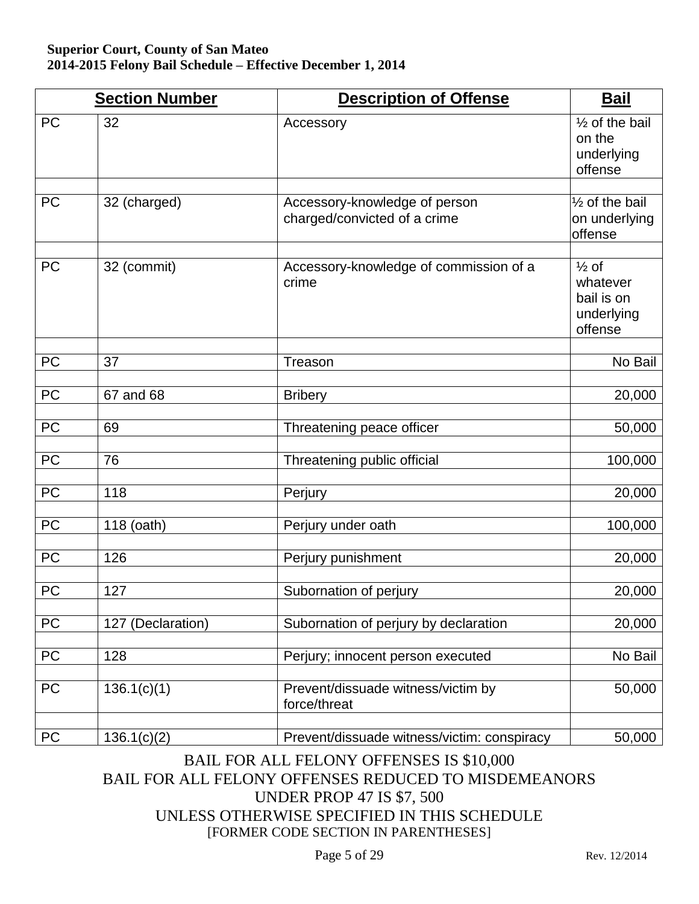**Superior Court, County of San Mateo**
**2014-2015 Felony Bail Schedule – Effective December 1, 2014**

| Section Number | | Description of Offense | Bail |
|---|---|---|---|
| PC | 32 | Accessory | ½ of the bail on the underlying offense |
| | | | |
| PC | 32 (charged) | Accessory-knowledge of person charged/convicted of a crime | ½ of the bail on underlying offense |
| | | | |
| PC | 32 (commit) | Accessory-knowledge of commission of a crime | ½ of whatever bail is on underlying offense |
| | | | |
| PC | 37 | Treason | No Bail |
| | | | |
| PC | 67 and 68 | Bribery | 20,000 |
| | | | |
| PC | 69 | Threatening peace officer | 50,000 |
| | | | |
| PC | 76 | Threatening public official | 100,000 |
| | | | |
| PC | 118 | Perjury | 20,000 |
| | | | |
| PC | 118 (oath) | Perjury under oath | 100,000 |
| | | | |
| PC | 126 | Perjury punishment | 20,000 |
| | | | |
| PC | 127 | Subornation of perjury | 20,000 |
| | | | |
| PC | 127 (Declaration) | Subornation of perjury by declaration | 20,000 |
| | | | |
| PC | 128 | Perjury; innocent person executed | No Bail |
| | | | |
| PC | 136.1(c)(1) | Prevent/dissuade witness/victim by force/threat | 50,000 |
| | | | |
| PC | 136.1(c)(2) | Prevent/dissuade witness/victim: conspiracy | 50,000 |

BAIL FOR ALL FELONY OFFENSES IS $10,000
BAIL FOR ALL FELONY OFFENSES REDUCED TO MISDEMEANORS UNDER PROP 47 IS $7, 500
UNLESS OTHERWISE SPECIFIED IN THIS SCHEDULE
[FORMER CODE SECTION IN PARENTHESES]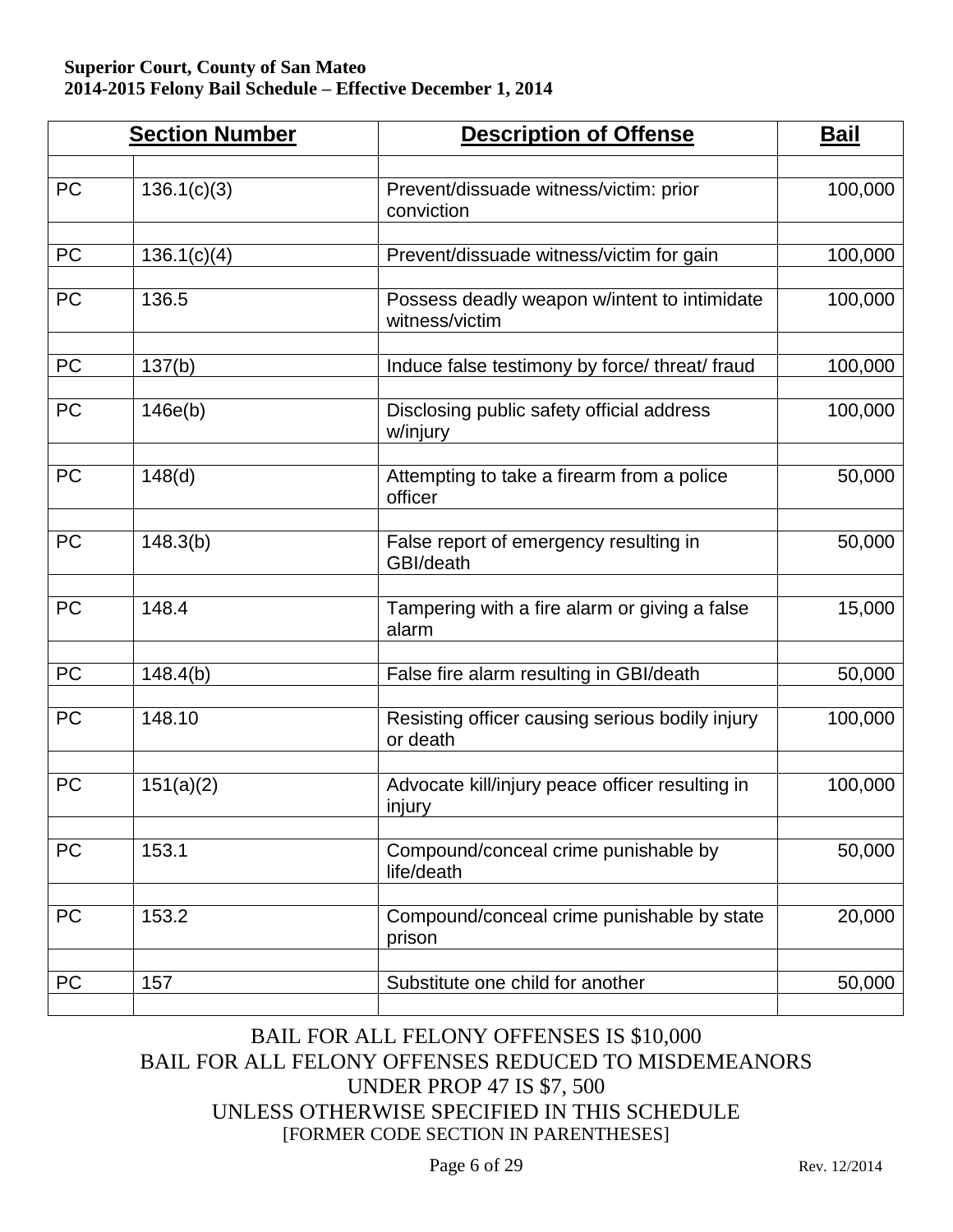Superior Court, County of San Mateo
2014-2015 Felony Bail Schedule – Effective December 1, 2014

| Section Number | | Description of Offense | Bail |
|---|---|---|---|
| PC | 136.1(c)(3) | Prevent/dissuade witness/victim: prior conviction | 100,000 |
| PC | 136.1(c)(4) | Prevent/dissuade witness/victim for gain | 100,000 |
| PC | 136.5 | Possess deadly weapon w/intent to intimidate witness/victim | 100,000 |
| PC | 137(b) | Induce false testimony by force/ threat/ fraud | 100,000 |
| PC | 146e(b) | Disclosing public safety official address w/injury | 100,000 |
| PC | 148(d) | Attempting to take a firearm from a police officer | 50,000 |
| PC | 148.3(b) | False report of emergency resulting in GBI/death | 50,000 |
| PC | 148.4 | Tampering with a fire alarm or giving a false alarm | 15,000 |
| PC | 148.4(b) | False fire alarm resulting in GBI/death | 50,000 |
| PC | 148.10 | Resisting officer causing serious bodily injury or death | 100,000 |
| PC | 151(a)(2) | Advocate kill/injury peace officer resulting in injury | 100,000 |
| PC | 153.1 | Compound/conceal crime punishable by life/death | 50,000 |
| PC | 153.2 | Compound/conceal crime punishable by state prison | 20,000 |
| PC | 157 | Substitute one child for another | 50,000 |

BAIL FOR ALL FELONY OFFENSES IS $10,000
BAIL FOR ALL FELONY OFFENSES REDUCED TO MISDEMEANORS UNDER PROP 47 IS $7, 500
UNLESS OTHERWISE SPECIFIED IN THIS SCHEDULE
[FORMER CODE SECTION IN PARENTHESES]

Rev. 12/2014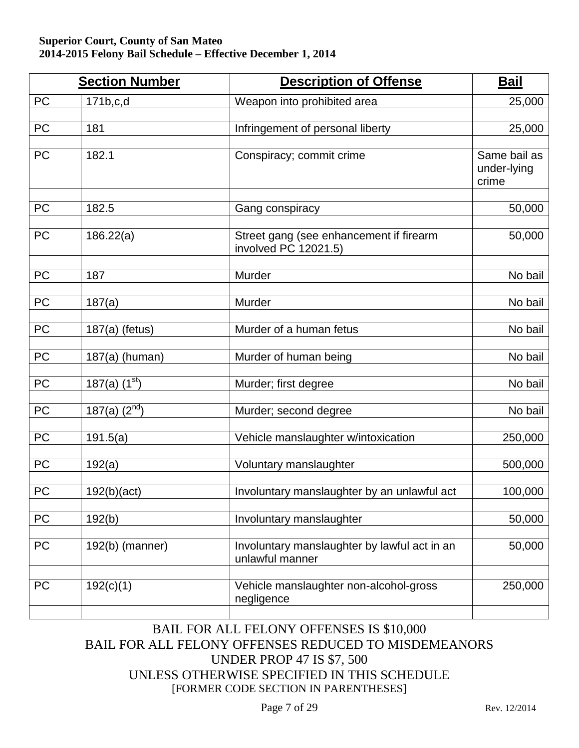**Superior Court, County of San Mateo**
**2014-2015 Felony Bail Schedule – Effective December 1, 2014**

| Section Number | | Description of Offense | Bail |
|---|---|---|---|
| PC | 171b,c,d | Weapon into prohibited area | 25,000 |
| PC | 181 | Infringement of personal liberty | 25,000 |
| PC | 182.1 | Conspiracy; commit crime | Same bail as under-lying crime |
| PC | 182.5 | Gang conspiracy | 50,000 |
| PC | 186.22(a) | Street gang (see enhancement if firearm involved PC 12021.5) | 50,000 |
| PC | 187 | Murder | No bail |
| PC | 187(a) | Murder | No bail |
| PC | 187(a) (fetus) | Murder of a human fetus | No bail |
| PC | 187(a) (human) | Murder of human being | No bail |
| PC | 187(a) (1st) | Murder; first degree | No bail |
| PC | 187(a) (2nd) | Murder; second degree | No bail |
| PC | 191.5(a) | Vehicle manslaughter w/intoxication | 250,000 |
| PC | 192(a) | Voluntary manslaughter | 500,000 |
| PC | 192(b)(act) | Involuntary manslaughter by an unlawful act | 100,000 |
| PC | 192(b) | Involuntary manslaughter | 50,000 |
| PC | 192(b) (manner) | Involuntary manslaughter by lawful act in an unlawful manner | 50,000 |
| PC | 192(c)(1) | Vehicle manslaughter non-alcohol-gross negligence | 250,000 |

BAIL FOR ALL FELONY OFFENSES IS $10,000
BAIL FOR ALL FELONY OFFENSES REDUCED TO MISDEMEANORS UNDER PROP 47 IS $7, 500
UNLESS OTHERWISE SPECIFIED IN THIS SCHEDULE
[FORMER CODE SECTION IN PARENTHESES]

Rev. 12/2014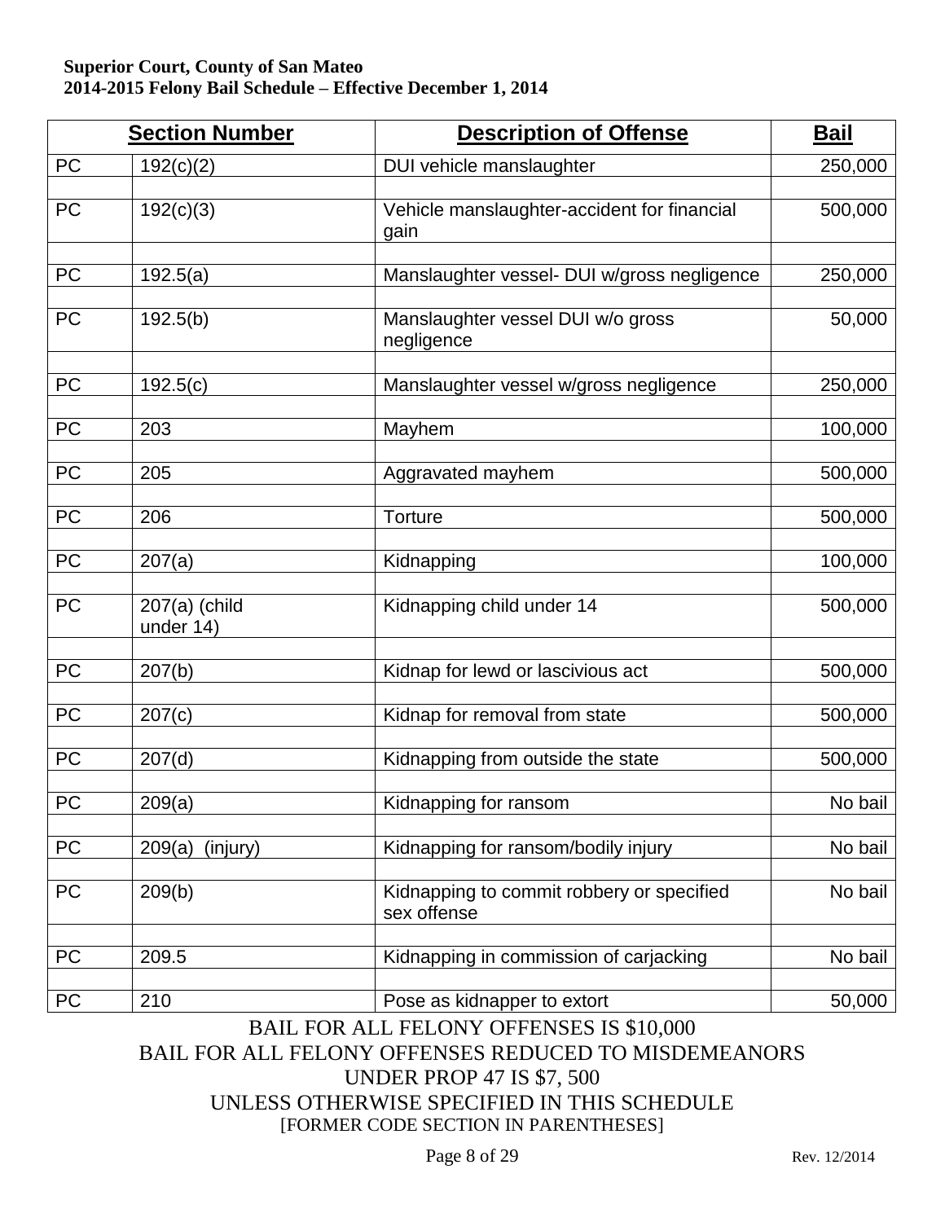**Superior Court, County of San Mateo**
**2014-2015 Felony Bail Schedule – Effective December 1, 2014**

| Section Number | | Description of Offense | Bail |
|---|---|---|---|
| PC | 192(c)(2) | DUI vehicle manslaughter | 250,000 |
| PC | 192(c)(3) | Vehicle manslaughter-accident for financial gain | 500,000 |
| PC | 192.5(a) | Manslaughter vessel- DUI w/gross negligence | 250,000 |
| PC | 192.5(b) | Manslaughter vessel DUI w/o gross negligence | 50,000 |
| PC | 192.5(c) | Manslaughter vessel w/gross negligence | 250,000 |
| PC | 203 | Mayhem | 100,000 |
| PC | 205 | Aggravated mayhem | 500,000 |
| PC | 206 | Torture | 500,000 |
| PC | 207(a) | Kidnapping | 100,000 |
| PC | 207(a) (child under 14) | Kidnapping child under 14 | 500,000 |
| PC | 207(b) | Kidnap for lewd or lascivious act | 500,000 |
| PC | 207(c) | Kidnap for removal from state | 500,000 |
| PC | 207(d) | Kidnapping from outside the state | 500,000 |
| PC | 209(a) | Kidnapping for ransom | No bail |
| PC | 209(a) (injury) | Kidnapping for ransom/bodily injury | No bail |
| PC | 209(b) | Kidnapping to commit robbery or specified sex offense | No bail |
| PC | 209.5 | Kidnapping in commission of carjacking | No bail |
| PC | 210 | Pose as kidnapper to extort | 50,000 |

BAIL FOR ALL FELONY OFFENSES IS $10,000
BAIL FOR ALL FELONY OFFENSES REDUCED TO MISDEMEANORS UNDER PROP 47 IS $7, 500
UNLESS OTHERWISE SPECIFIED IN THIS SCHEDULE
[FORMER CODE SECTION IN PARENTHESES]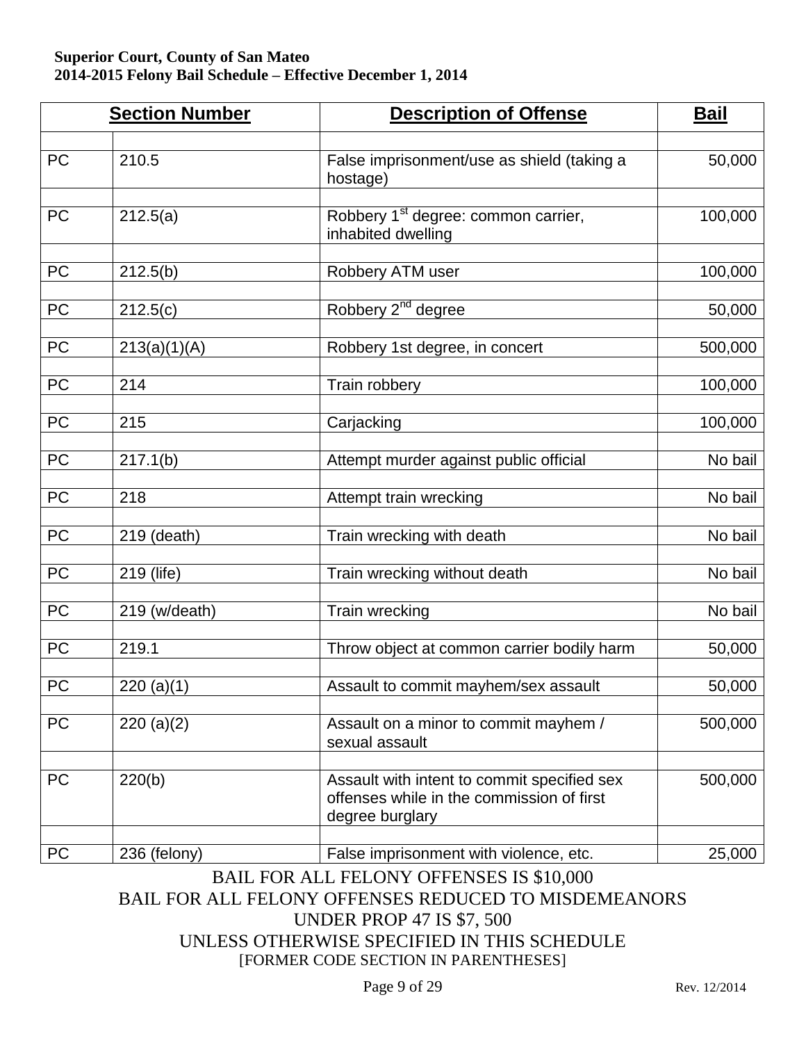**Superior Court, County of San Mateo**
**2014-2015 Felony Bail Schedule – Effective December 1, 2014**

| Section Number | | Description of Offense | Bail |
|---|---|---|---|
| PC | 210.5 | False imprisonment/use as shield (taking a hostage) | 50,000 |
| PC | 212.5(a) | Robbery 1st degree: common carrier, inhabited dwelling | 100,000 |
| PC | 212.5(b) | Robbery ATM user | 100,000 |
| PC | 212.5(c) | Robbery 2nd degree | 50,000 |
| PC | 213(a)(1)(A) | Robbery 1st degree, in concert | 500,000 |
| PC | 214 | Train robbery | 100,000 |
| PC | 215 | Carjacking | 100,000 |
| PC | 217.1(b) | Attempt murder against public official | No bail |
| PC | 218 | Attempt train wrecking | No bail |
| PC | 219 (death) | Train wrecking with death | No bail |
| PC | 219 (life) | Train wrecking without death | No bail |
| PC | 219 (w/death) | Train wrecking | No bail |
| PC | 219.1 | Throw object at common carrier bodily harm | 50,000 |
| PC | 220 (a)(1) | Assault to commit mayhem/sex assault | 50,000 |
| PC | 220 (a)(2) | Assault on a minor to commit mayhem / sexual assault | 500,000 |
| PC | 220(b) | Assault with intent to commit specified sex offenses while in the commission of first degree burglary | 500,000 |
| PC | 236 (felony) | False imprisonment with violence, etc. | 25,000 |

BAIL FOR ALL FELONY OFFENSES IS $10,000
BAIL FOR ALL FELONY OFFENSES REDUCED TO MISDEMEANORS UNDER PROP 47 IS $7, 500
UNLESS OTHERWISE SPECIFIED IN THIS SCHEDULE
[FORMER CODE SECTION IN PARENTHESES]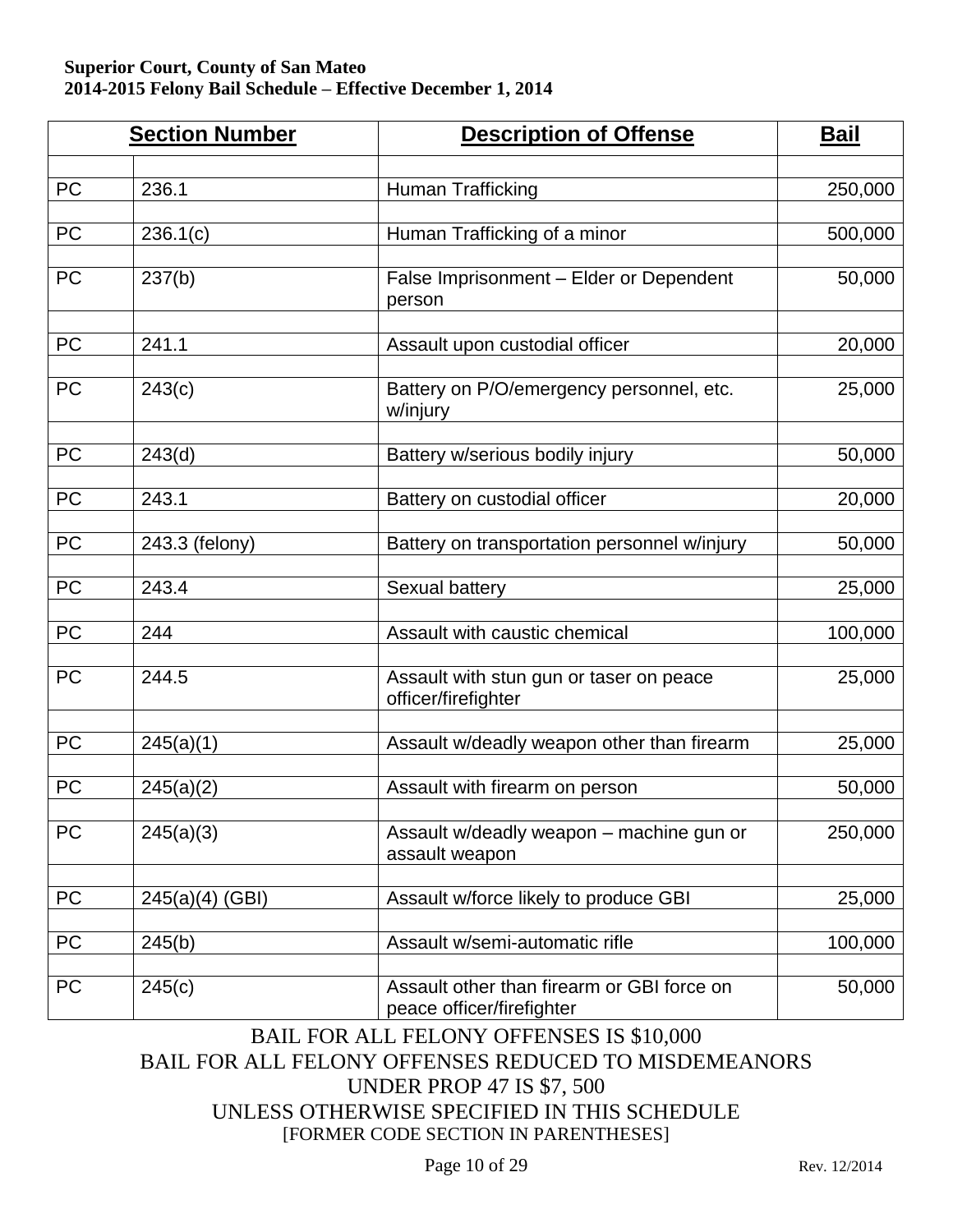**Superior Court, County of San Mateo**
**2014-2015 Felony Bail Schedule – Effective December 1, 2014**

| Section Number | | Description of Offense | Bail |
|---|---|---|---|
| PC | 236.1 | Human Trafficking | 250,000 |
| PC | 236.1(c) | Human Trafficking of a minor | 500,000 |
| PC | 237(b) | False Imprisonment – Elder or Dependent person | 50,000 |
| PC | 241.1 | Assault upon custodial officer | 20,000 |
| PC | 243(c) | Battery on P/O/emergency personnel, etc. w/injury | 25,000 |
| PC | 243(d) | Battery w/serious bodily injury | 50,000 |
| PC | 243.1 | Battery on custodial officer | 20,000 |
| PC | 243.3 (felony) | Battery on transportation personnel w/injury | 50,000 |
| PC | 243.4 | Sexual battery | 25,000 |
| PC | 244 | Assault with caustic chemical | 100,000 |
| PC | 244.5 | Assault with stun gun or taser on peace officer/firefighter | 25,000 |
| PC | 245(a)(1) | Assault w/deadly weapon other than firearm | 25,000 |
| PC | 245(a)(2) | Assault with firearm on person | 50,000 |
| PC | 245(a)(3) | Assault w/deadly weapon – machine gun or assault weapon | 250,000 |
| PC | 245(a)(4) (GBI) | Assault w/force likely to produce GBI | 25,000 |
| PC | 245(b) | Assault w/semi-automatic rifle | 100,000 |
| PC | 245(c) | Assault other than firearm or GBI force on peace officer/firefighter | 50,000 |

BAIL FOR ALL FELONY OFFENSES IS $10,000
BAIL FOR ALL FELONY OFFENSES REDUCED TO MISDEMEANORS UNDER PROP 47 IS $7, 500
UNLESS OTHERWISE SPECIFIED IN THIS SCHEDULE
[FORMER CODE SECTION IN PARENTHESES]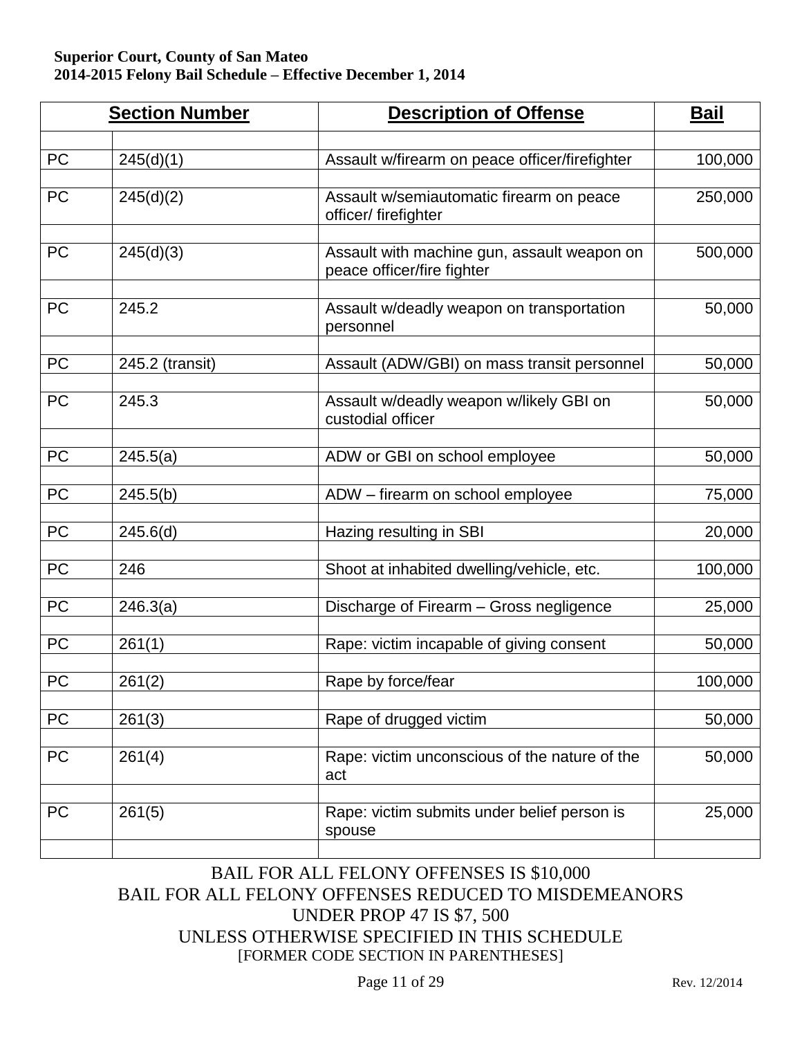**Superior Court, County of San Mateo**
**2014-2015 Felony Bail Schedule – Effective December 1, 2014**

| Section Number | | Description of Offense | Bail |
|---|---|---|---|
| PC | 245(d)(1) | Assault w/firearm on peace officer/firefighter | 100,000 |
| PC | 245(d)(2) | Assault w/semiautomatic firearm on peace officer/ firefighter | 250,000 |
| PC | 245(d)(3) | Assault with machine gun, assault weapon on peace officer/fire fighter | 500,000 |
| PC | 245.2 | Assault w/deadly weapon on transportation personnel | 50,000 |
| PC | 245.2 (transit) | Assault (ADW/GBI) on mass transit personnel | 50,000 |
| PC | 245.3 | Assault w/deadly weapon w/likely GBI on custodial officer | 50,000 |
| PC | 245.5(a) | ADW or GBI on school employee | 50,000 |
| PC | 245.5(b) | ADW – firearm on school employee | 75,000 |
| PC | 245.6(d) | Hazing resulting in SBI | 20,000 |
| PC | 246 | Shoot at inhabited dwelling/vehicle, etc. | 100,000 |
| PC | 246.3(a) | Discharge of Firearm – Gross negligence | 25,000 |
| PC | 261(1) | Rape: victim incapable of giving consent | 50,000 |
| PC | 261(2) | Rape by force/fear | 100,000 |
| PC | 261(3) | Rape of drugged victim | 50,000 |
| PC | 261(4) | Rape: victim unconscious of the nature of the act | 50,000 |
| PC | 261(5) | Rape: victim submits under belief person is spouse | 25,000 |

BAIL FOR ALL FELONY OFFENSES IS $10,000
BAIL FOR ALL FELONY OFFENSES REDUCED TO MISDEMEANORS UNDER PROP 47 IS $7, 500
UNLESS OTHERWISE SPECIFIED IN THIS SCHEDULE
[FORMER CODE SECTION IN PARENTHESES]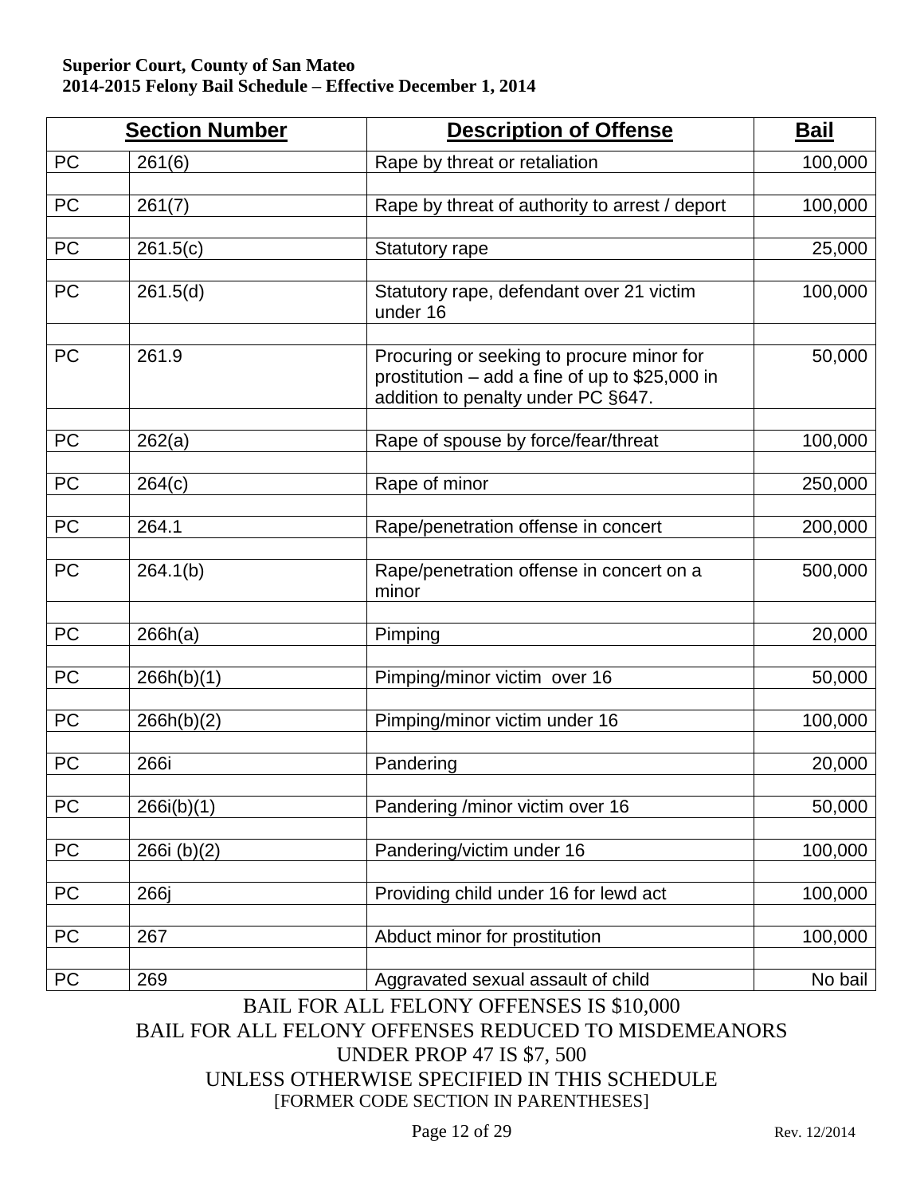| Section Number | | Description of Offense | Bail |
|---|---|---|---|
| PC | 261(6) | Rape by threat or retaliation | 100,000 |
| PC | 261(7) | Rape by threat of authority to arrest / deport | 100,000 |
| PC | 261.5(c) | Statutory rape | 25,000 |
| PC | 261.5(d) | Statutory rape, defendant over 21 victim under 16 | 100,000 |
| PC | 261.9 | Procuring or seeking to procure minor for prostitution – add a fine of up to $25,000 in addition to penalty under PC §647. | 50,000 |
| PC | 262(a) | Rape of spouse by force/fear/threat | 100,000 |
| PC | 264(c) | Rape of minor | 250,000 |
| PC | 264.1 | Rape/penetration offense in concert | 200,000 |
| PC | 264.1(b) | Rape/penetration offense in concert on a minor | 500,000 |
| PC | 266h(a) | Pimping | 20,000 |
| PC | 266h(b)(1) | Pimping/minor victim over 16 | 50,000 |
| PC | 266h(b)(2) | Pimping/minor victim under 16 | 100,000 |
| PC | 266i | Pandering | 20,000 |
| PC | 266i(b)(1) | Pandering /minor victim over 16 | 50,000 |
| PC | 266i (b)(2) | Pandering/victim under 16 | 100,000 |
| PC | 266j | Providing child under 16 for lewd act | 100,000 |
| PC | 267 | Abduct minor for prostitution | 100,000 |
| PC | 269 | Aggravated sexual assault of child | No bail |

BAIL FOR ALL FELONY OFFENSES IS $10,000
BAIL FOR ALL FELONY OFFENSES REDUCED TO MISDEMEANORS UNDER PROP 47 IS $7, 500
UNLESS OTHERWISE SPECIFIED IN THIS SCHEDULE
[FORMER CODE SECTION IN PARENTHESES]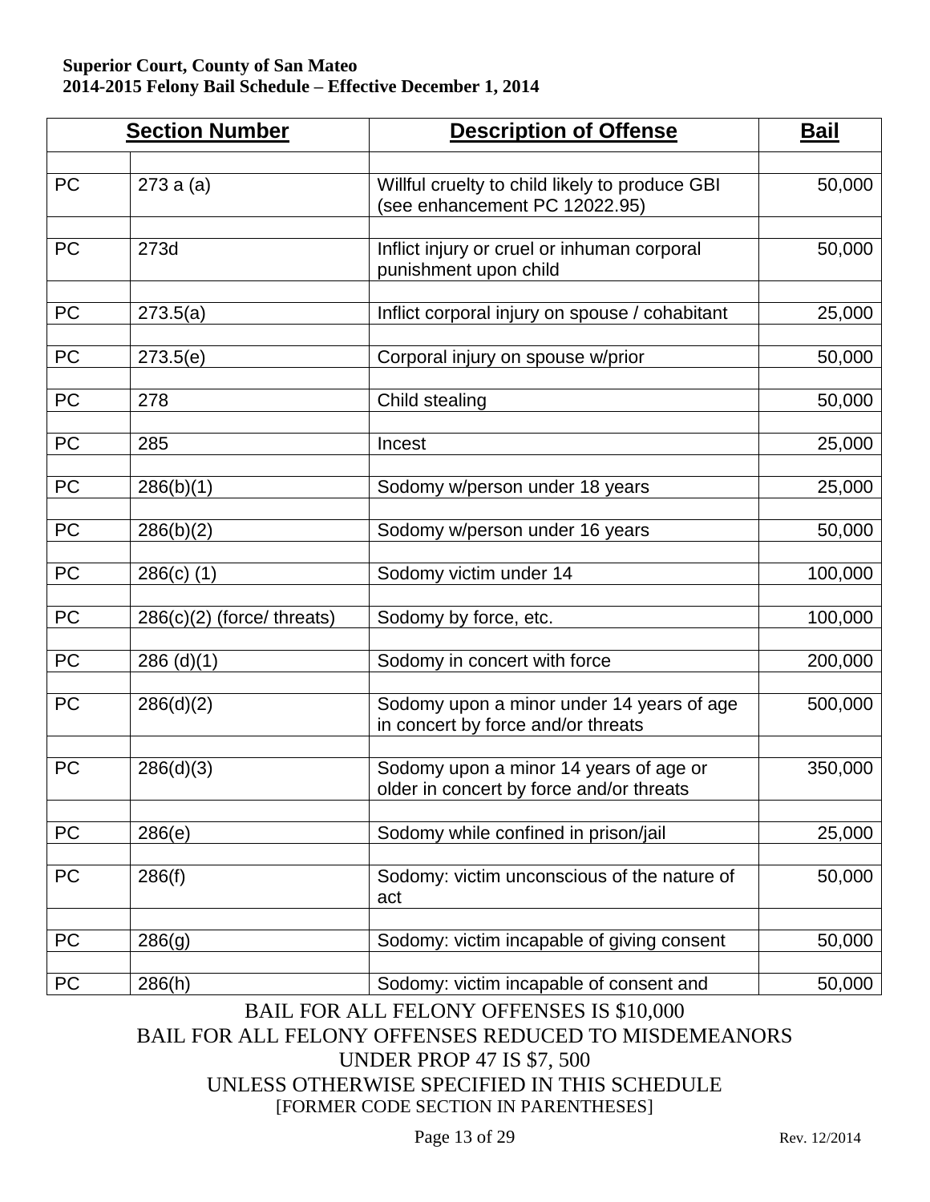**Superior Court, County of San Mateo**
**2014-2015 Felony Bail Schedule – Effective December 1, 2014**

| Section Number | | Description of Offense | Bail |
|---|---|---|---|
| PC | 273 a (a) | Willful cruelty to child likely to produce GBI (see enhancement PC 12022.95) | 50,000 |
| PC | 273d | Inflict injury or cruel or inhuman corporal punishment upon child | 50,000 |
| PC | 273.5(a) | Inflict corporal injury on spouse / cohabitant | 25,000 |
| PC | 273.5(e) | Corporal injury on spouse w/prior | 50,000 |
| PC | 278 | Child stealing | 50,000 |
| PC | 285 | Incest | 25,000 |
| PC | 286(b)(1) | Sodomy w/person under 18 years | 25,000 |
| PC | 286(b)(2) | Sodomy w/person under 16 years | 50,000 |
| PC | 286(c) (1) | Sodomy victim under 14 | 100,000 |
| PC | 286(c)(2) (force/ threats) | Sodomy by force, etc. | 100,000 |
| PC | 286 (d)(1) | Sodomy in concert with force | 200,000 |
| PC | 286(d)(2) | Sodomy upon a minor under 14 years of age in concert by force and/or threats | 500,000 |
| PC | 286(d)(3) | Sodomy upon a minor 14 years of age or older in concert by force and/or threats | 350,000 |
| PC | 286(e) | Sodomy while confined in prison/jail | 25,000 |
| PC | 286(f) | Sodomy: victim unconscious of the nature of act | 50,000 |
| PC | 286(g) | Sodomy: victim incapable of giving consent | 50,000 |
| PC | 286(h) | Sodomy: victim incapable of consent and | 50,000 |

BAIL FOR ALL FELONY OFFENSES IS $10,000
BAIL FOR ALL FELONY OFFENSES REDUCED TO MISDEMEANORS UNDER PROP 47 IS $7, 500
UNLESS OTHERWISE SPECIFIED IN THIS SCHEDULE
[FORMER CODE SECTION IN PARENTHESES]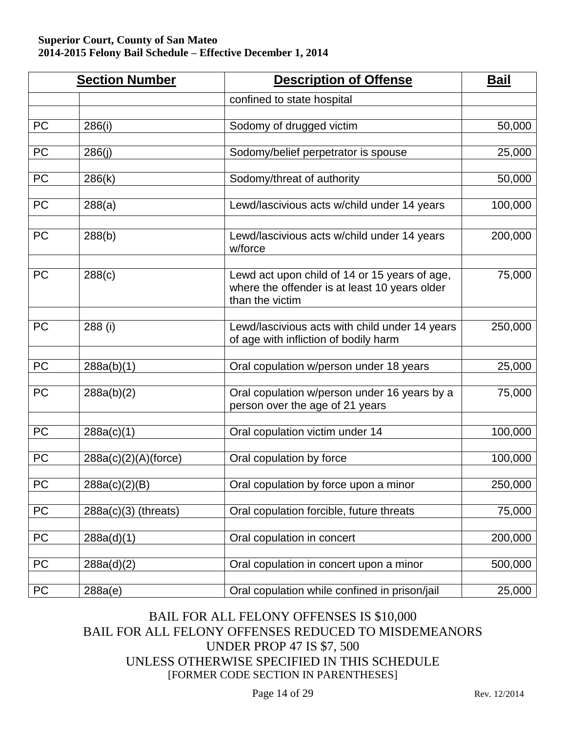| Section Number | | Description of Offense | Bail |
|---|---|---|---|
| | | confined to state hospital | |
| PC | 286(i) | Sodomy of drugged victim | 50,000 |
| PC | 286(j) | Sodomy/belief perpetrator is spouse | 25,000 |
| PC | 286(k) | Sodomy/threat of authority | 50,000 |
| PC | 288(a) | Lewd/lascivious acts w/child under 14 years | 100,000 |
| PC | 288(b) | Lewd/lascivious acts w/child under 14 years w/force | 200,000 |
| PC | 288(c) | Lewd act upon child of 14 or 15 years of age, where the offender is at least 10 years older than the victim | 75,000 |
| PC | 288 (i) | Lewd/lascivious acts with child under 14 years of age with infliction of bodily harm | 250,000 |
| PC | 288a(b)(1) | Oral copulation w/person under 18 years | 25,000 |
| PC | 288a(b)(2) | Oral copulation w/person under 16 years by a person over the age of 21 years | 75,000 |
| PC | 288a(c)(1) | Oral copulation victim under 14 | 100,000 |
| PC | 288a(c)(2)(A)(force) | Oral copulation by force | 100,000 |
| PC | 288a(c)(2)(B) | Oral copulation by force upon a minor | 250,000 |
| PC | 288a(c)(3) (threats) | Oral copulation forcible, future threats | 75,000 |
| PC | 288a(d)(1) | Oral copulation in concert | 200,000 |
| PC | 288a(d)(2) | Oral copulation in concert upon a minor | 500,000 |
| PC | 288a(e) | Oral copulation while confined in prison/jail | 25,000 |

BAIL FOR ALL FELONY OFFENSES IS $10,000
BAIL FOR ALL FELONY OFFENSES REDUCED TO MISDEMEANORS UNDER PROP 47 IS $7, 500
UNLESS OTHERWISE SPECIFIED IN THIS SCHEDULE
[FORMER CODE SECTION IN PARENTHESES]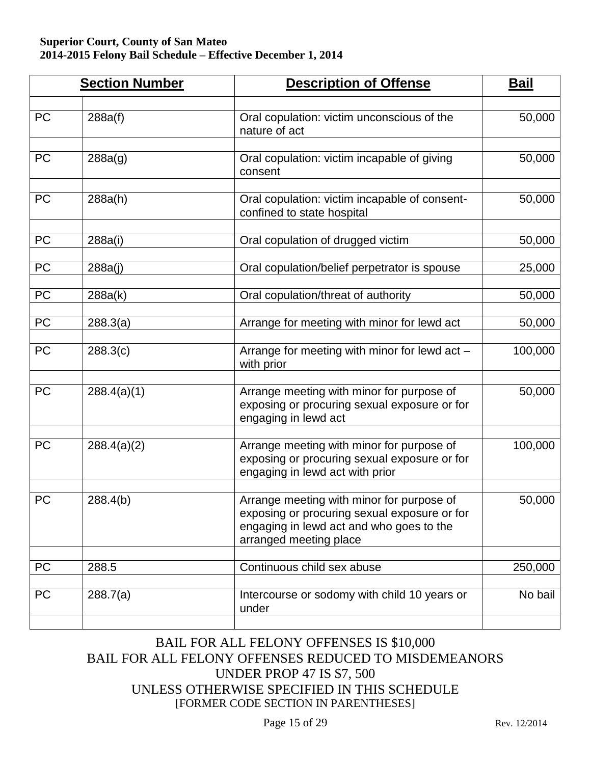**Superior Court, County of San Mateo**
**2014-2015 Felony Bail Schedule – Effective December 1, 2014**

| Section Number | | Description of Offense | Bail |
|---|---|---|---|
| PC | 288a(f) | Oral copulation: victim unconscious of the nature of act | 50,000 |
| PC | 288a(g) | Oral copulation: victim incapable of giving consent | 50,000 |
| PC | 288a(h) | Oral copulation: victim incapable of consent-confined to state hospital | 50,000 |
| PC | 288a(i) | Oral copulation of drugged victim | 50,000 |
| PC | 288a(j) | Oral copulation/belief perpetrator is spouse | 25,000 |
| PC | 288a(k) | Oral copulation/threat of authority | 50,000 |
| PC | 288.3(a) | Arrange for meeting with minor for lewd act | 50,000 |
| PC | 288.3(c) | Arrange for meeting with minor for lewd act – with prior | 100,000 |
| PC | 288.4(a)(1) | Arrange meeting with minor for purpose of exposing or procuring sexual exposure or for engaging in lewd act | 50,000 |
| PC | 288.4(a)(2) | Arrange meeting with minor for purpose of exposing or procuring sexual exposure or for engaging in lewd act with prior | 100,000 |
| PC | 288.4(b) | Arrange meeting with minor for purpose of exposing or procuring sexual exposure or for engaging in lewd act and who goes to the arranged meeting place | 50,000 |
| PC | 288.5 | Continuous child sex abuse | 250,000 |
| PC | 288.7(a) | Intercourse or sodomy with child 10 years or under | No bail |

BAIL FOR ALL FELONY OFFENSES IS $10,000
BAIL FOR ALL FELONY OFFENSES REDUCED TO MISDEMEANORS UNDER PROP 47 IS $7, 500
UNLESS OTHERWISE SPECIFIED IN THIS SCHEDULE
[FORMER CODE SECTION IN PARENTHESES]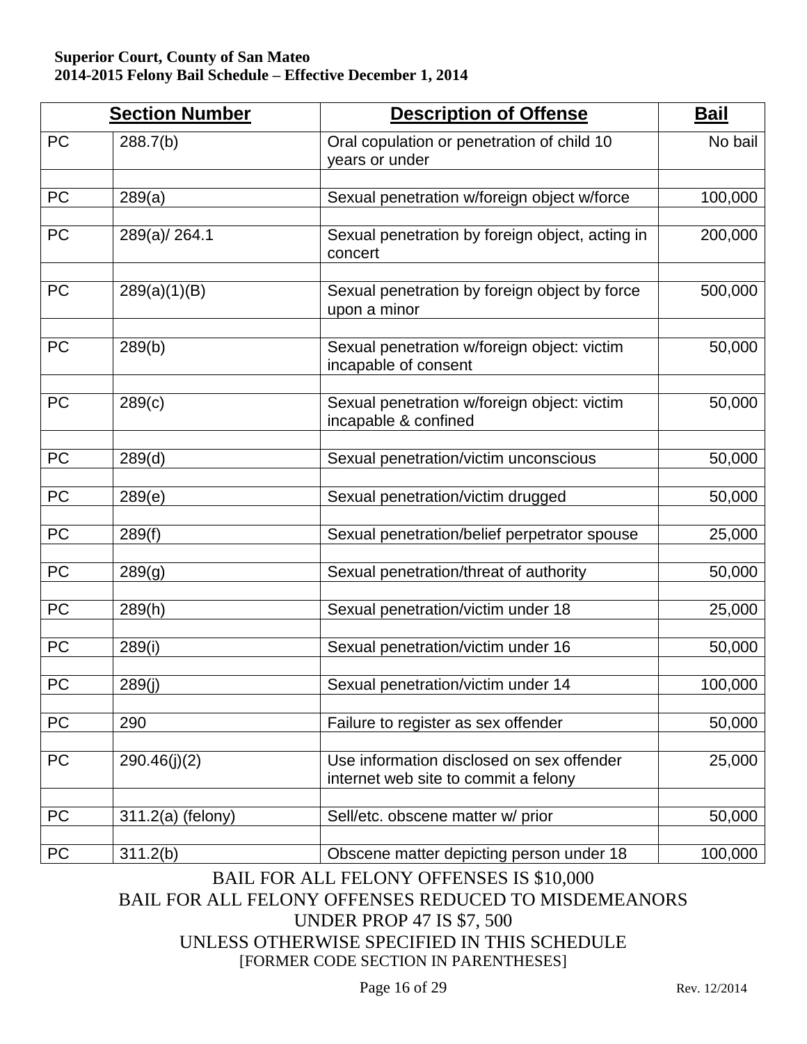**Superior Court, County of San Mateo**
**2014-2015 Felony Bail Schedule – Effective December 1, 2014**

| Section Number | | Description of Offense | Bail |
|---|---|---|---|
| PC | 288.7(b) | Oral copulation or penetration of child 10 years or under | No bail |
| PC | 289(a) | Sexual penetration w/foreign object w/force | 100,000 |
| PC | 289(a)/ 264.1 | Sexual penetration by foreign object, acting in concert | 200,000 |
| PC | 289(a)(1)(B) | Sexual penetration by foreign object by force upon a minor | 500,000 |
| PC | 289(b) | Sexual penetration w/foreign object: victim incapable of consent | 50,000 |
| PC | 289(c) | Sexual penetration w/foreign object: victim incapable & confined | 50,000 |
| PC | 289(d) | Sexual penetration/victim unconscious | 50,000 |
| PC | 289(e) | Sexual penetration/victim drugged | 50,000 |
| PC | 289(f) | Sexual penetration/belief perpetrator spouse | 25,000 |
| PC | 289(g) | Sexual penetration/threat of authority | 50,000 |
| PC | 289(h) | Sexual penetration/victim under 18 | 25,000 |
| PC | 289(i) | Sexual penetration/victim under 16 | 50,000 |
| PC | 289(j) | Sexual penetration/victim under 14 | 100,000 |
| PC | 290 | Failure to register as sex offender | 50,000 |
| PC | 290.46(j)(2) | Use information disclosed on sex offender internet web site to commit a felony | 25,000 |
| PC | 311.2(a) (felony) | Sell/etc. obscene matter w/ prior | 50,000 |
| PC | 311.2(b) | Obscene matter depicting person under 18 | 100,000 |

BAIL FOR ALL FELONY OFFENSES IS $10,000
BAIL FOR ALL FELONY OFFENSES REDUCED TO MISDEMEANORS UNDER PROP 47 IS $7, 500
UNLESS OTHERWISE SPECIFIED IN THIS SCHEDULE
[FORMER CODE SECTION IN PARENTHESES]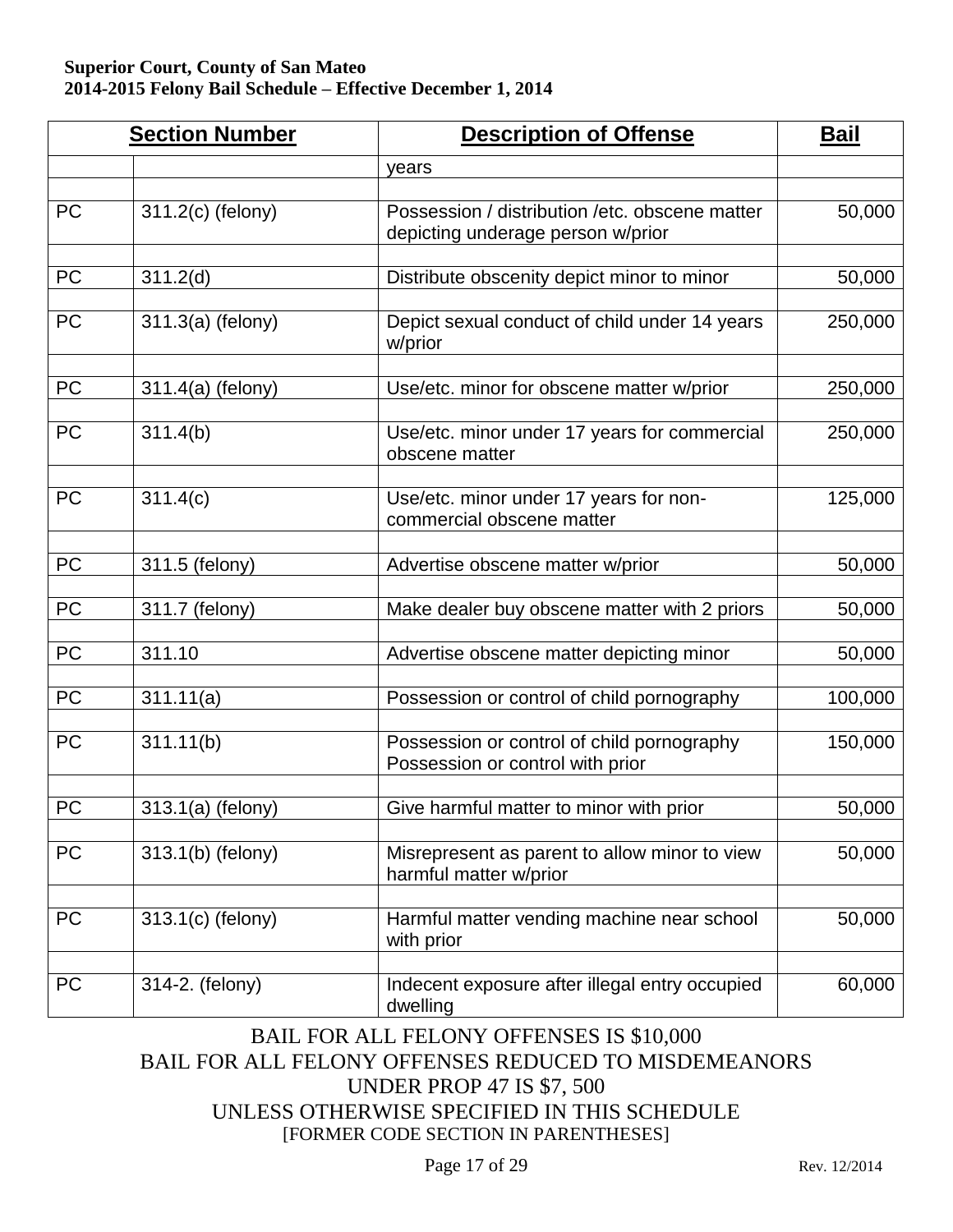**Superior Court, County of San Mateo**
**2014-2015 Felony Bail Schedule – Effective December 1, 2014**

| Section Number | | Description of Offense | Bail |
|---|---|---|---|
| | | years | |
| PC | 311.2(c) (felony) | Possession / distribution /etc. obscene matter depicting underage person w/prior | 50,000 |
| PC | 311.2(d) | Distribute obscenity depict minor to minor | 50,000 |
| PC | 311.3(a) (felony) | Depict sexual conduct of child under 14 years w/prior | 250,000 |
| PC | 311.4(a) (felony) | Use/etc. minor for obscene matter w/prior | 250,000 |
| PC | 311.4(b) | Use/etc. minor under 17 years for commercial obscene matter | 250,000 |
| PC | 311.4(c) | Use/etc. minor under 17 years for non-commercial obscene matter | 125,000 |
| PC | 311.5 (felony) | Advertise obscene matter w/prior | 50,000 |
| PC | 311.7 (felony) | Make dealer buy obscene matter with 2 priors | 50,000 |
| PC | 311.10 | Advertise obscene matter depicting minor | 50,000 |
| PC | 311.11(a) | Possession or control of child pornography | 100,000 |
| PC | 311.11(b) | Possession or control of child pornography Possession or control with prior | 150,000 |
| PC | 313.1(a) (felony) | Give harmful matter to minor with prior | 50,000 |
| PC | 313.1(b) (felony) | Misrepresent as parent to allow minor to view harmful matter w/prior | 50,000 |
| PC | 313.1(c) (felony) | Harmful matter vending machine near school with prior | 50,000 |
| PC | 314-2. (felony) | Indecent exposure after illegal entry occupied dwelling | 60,000 |

BAIL FOR ALL FELONY OFFENSES IS $10,000
BAIL FOR ALL FELONY OFFENSES REDUCED TO MISDEMEANORS UNDER PROP 47 IS $7, 500
UNLESS OTHERWISE SPECIFIED IN THIS SCHEDULE
[FORMER CODE SECTION IN PARENTHESES]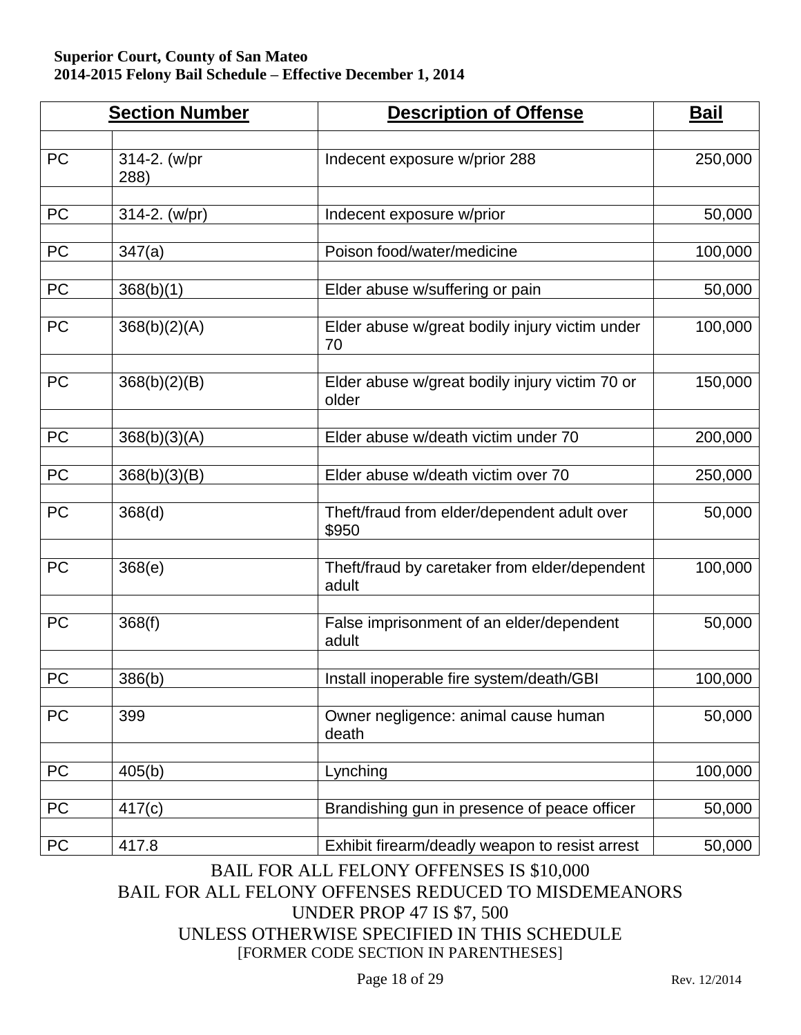| Section Number | | Description of Offense | Bail |
|---|---|---|---|
| PC | 314-2. (w/pr 288) | Indecent exposure w/prior 288 | 250,000 |
| PC | 314-2. (w/pr) | Indecent exposure w/prior | 50,000 |
| PC | 347(a) | Poison food/water/medicine | 100,000 |
| PC | 368(b)(1) | Elder abuse w/suffering or pain | 50,000 |
| PC | 368(b)(2)(A) | Elder abuse w/great bodily injury victim under 70 | 100,000 |
| PC | 368(b)(2)(B) | Elder abuse w/great bodily injury victim 70 or older | 150,000 |
| PC | 368(b)(3)(A) | Elder abuse w/death victim under 70 | 200,000 |
| PC | 368(b)(3)(B) | Elder abuse w/death victim over 70 | 250,000 |
| PC | 368(d) | Theft/fraud from elder/dependent adult over $950 | 50,000 |
| PC | 368(e) | Theft/fraud by caretaker from elder/dependent adult | 100,000 |
| PC | 368(f) | False imprisonment of an elder/dependent adult | 50,000 |
| PC | 386(b) | Install inoperable fire system/death/GBI | 100,000 |
| PC | 399 | Owner negligence: animal cause human death | 50,000 |
| PC | 405(b) | Lynching | 100,000 |
| PC | 417(c) | Brandishing gun in presence of peace officer | 50,000 |
| PC | 417.8 | Exhibit firearm/deadly weapon to resist arrest | 50,000 |

BAIL FOR ALL FELONY OFFENSES IS $10,000
BAIL FOR ALL FELONY OFFENSES REDUCED TO MISDEMEANORS UNDER PROP 47 IS $7, 500
UNLESS OTHERWISE SPECIFIED IN THIS SCHEDULE
[FORMER CODE SECTION IN PARENTHESES]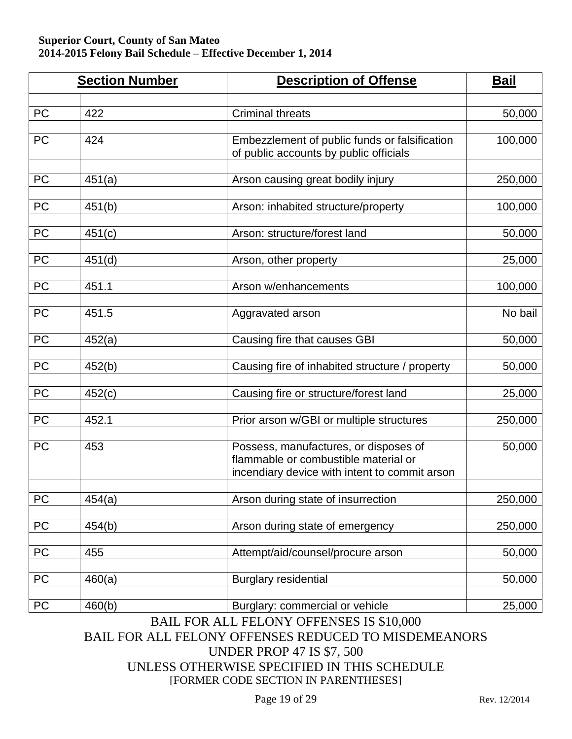**Superior Court, County of San Mateo**
**2014-2015 Felony Bail Schedule – Effective December 1, 2014**

| Section Number | | Description of Offense | Bail |
|---|---|---|---|
| PC | 422 | Criminal threats | 50,000 |
| PC | 424 | Embezzlement of public funds or falsification of public accounts by public officials | 100,000 |
| PC | 451(a) | Arson causing great bodily injury | 250,000 |
| PC | 451(b) | Arson: inhabited structure/property | 100,000 |
| PC | 451(c) | Arson: structure/forest land | 50,000 |
| PC | 451(d) | Arson, other property | 25,000 |
| PC | 451.1 | Arson w/enhancements | 100,000 |
| PC | 451.5 | Aggravated arson | No bail |
| PC | 452(a) | Causing fire that causes GBI | 50,000 |
| PC | 452(b) | Causing fire of inhabited structure / property | 50,000 |
| PC | 452(c) | Causing fire or structure/forest land | 25,000 |
| PC | 452.1 | Prior arson w/GBI or multiple structures | 250,000 |
| PC | 453 | Possess, manufactures, or disposes of flammable or combustible material or incendiary device with intent to commit arson | 50,000 |
| PC | 454(a) | Arson during state of insurrection | 250,000 |
| PC | 454(b) | Arson during state of emergency | 250,000 |
| PC | 455 | Attempt/aid/counsel/procure arson | 50,000 |
| PC | 460(a) | Burglary residential | 50,000 |
| PC | 460(b) | Burglary: commercial or vehicle | 25,000 |

BAIL FOR ALL FELONY OFFENSES IS $10,000
BAIL FOR ALL FELONY OFFENSES REDUCED TO MISDEMEANORS UNDER PROP 47 IS $7, 500
UNLESS OTHERWISE SPECIFIED IN THIS SCHEDULE
[FORMER CODE SECTION IN PARENTHESES]

Rev. 12/2014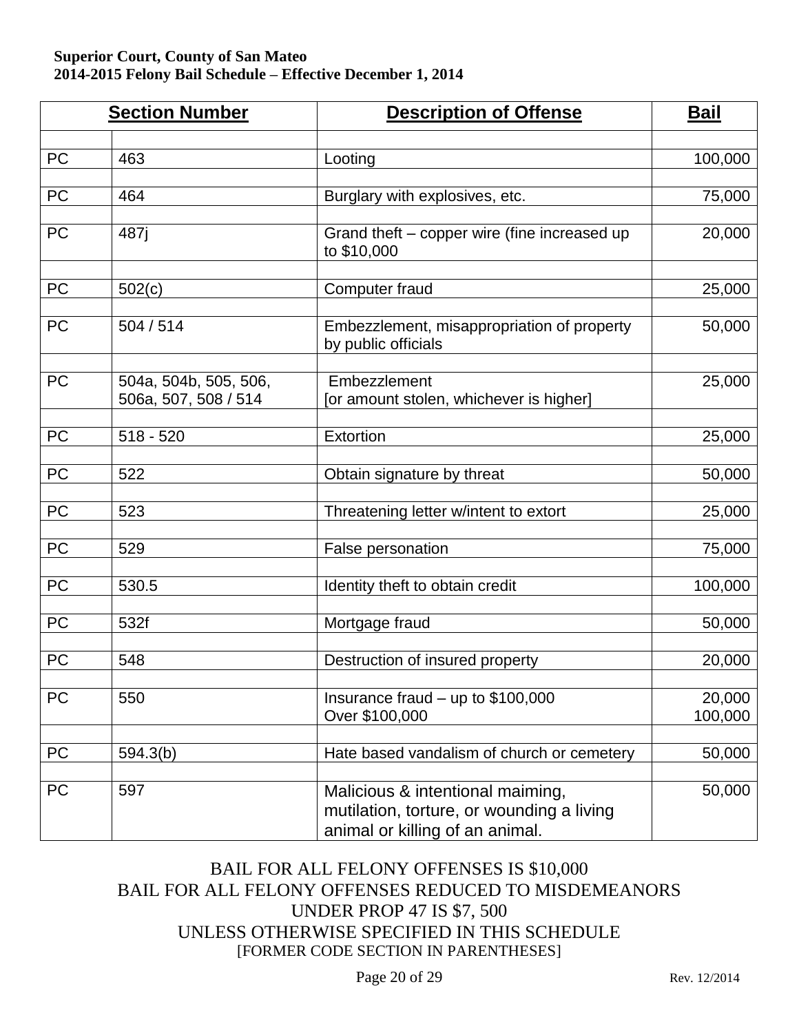**Superior Court, County of San Mateo**
**2014-2015 Felony Bail Schedule – Effective December 1, 2014**

| Section Number | | Description of Offense | Bail |
|---|---|---|---|
| PC | 463 | Looting | 100,000 |
| PC | 464 | Burglary with explosives, etc. | 75,000 |
| PC | 487j | Grand theft – copper wire (fine increased up to $10,000 | 20,000 |
| PC | 502(c) | Computer fraud | 25,000 |
| PC | 504 / 514 | Embezzlement, misappropriation of property by public officials | 50,000 |
| PC | 504a, 504b, 505, 506, 506a, 507, 508 / 514 | Embezzlement [or amount stolen, whichever is higher] | 25,000 |
| PC | 518 - 520 | Extortion | 25,000 |
| PC | 522 | Obtain signature by threat | 50,000 |
| PC | 523 | Threatening letter w/intent to extort | 25,000 |
| PC | 529 | False personation | 75,000 |
| PC | 530.5 | Identity theft to obtain credit | 100,000 |
| PC | 532f | Mortgage fraud | 50,000 |
| PC | 548 | Destruction of insured property | 20,000 |
| PC | 550 | Insurance fraud – up to $100,000<br>Over $100,000 | 20,000<br>100,000 |
| PC | 594.3(b) | Hate based vandalism of church or cemetery | 50,000 |
| PC | 597 | Malicious & intentional maiming, mutilation, torture, or wounding a living animal or killing of an animal. | 50,000 |

BAIL FOR ALL FELONY OFFENSES IS $10,000
BAIL FOR ALL FELONY OFFENSES REDUCED TO MISDEMEANORS UNDER PROP 47 IS $7, 500
UNLESS OTHERWISE SPECIFIED IN THIS SCHEDULE
[FORMER CODE SECTION IN PARENTHESES]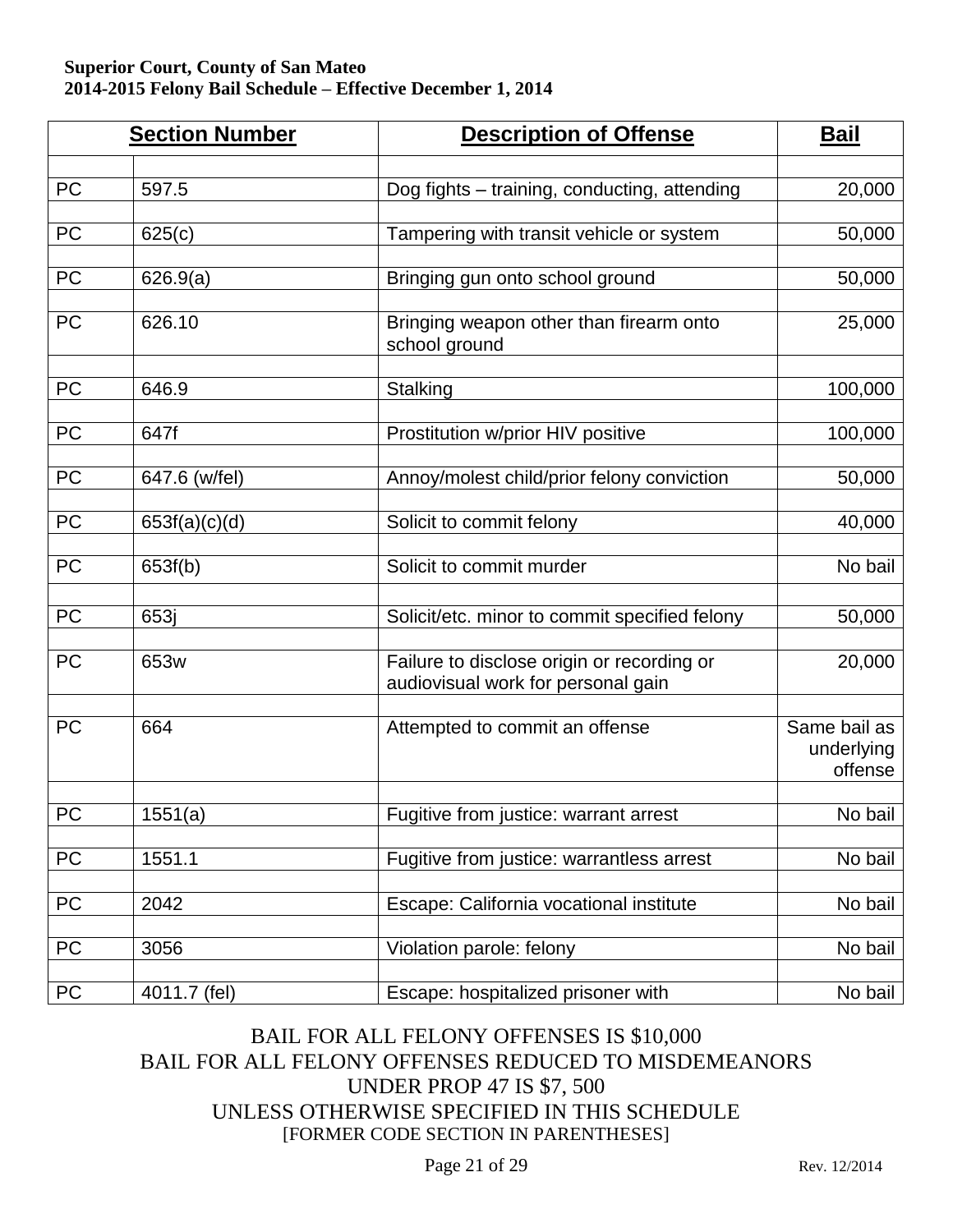**Superior Court, County of San Mateo**
**2014-2015 Felony Bail Schedule – Effective December 1, 2014**

| Section Number | | Description of Offense | Bail |
|---|---|---|---|
| PC | 597.5 | Dog fights – training, conducting, attending | 20,000 |
| PC | 625(c) | Tampering with transit vehicle or system | 50,000 |
| PC | 626.9(a) | Bringing gun onto school ground | 50,000 |
| PC | 626.10 | Bringing weapon other than firearm onto school ground | 25,000 |
| PC | 646.9 | Stalking | 100,000 |
| PC | 647f | Prostitution w/prior HIV positive | 100,000 |
| PC | 647.6 (w/fel) | Annoy/molest child/prior felony conviction | 50,000 |
| PC | 653f(a)(c)(d) | Solicit to commit felony | 40,000 |
| PC | 653f(b) | Solicit to commit murder | No bail |
| PC | 653j | Solicit/etc. minor to commit specified felony | 50,000 |
| PC | 653w | Failure to disclose origin or recording or audiovisual work for personal gain | 20,000 |
| PC | 664 | Attempted to commit an offense | Same bail as underlying offense |
| PC | 1551(a) | Fugitive from justice: warrant arrest | No bail |
| PC | 1551.1 | Fugitive from justice: warrantless arrest | No bail |
| PC | 2042 | Escape: California vocational institute | No bail |
| PC | 3056 | Violation parole: felony | No bail |
| PC | 4011.7 (fel) | Escape: hospitalized prisoner with | No bail |

BAIL FOR ALL FELONY OFFENSES IS $10,000
BAIL FOR ALL FELONY OFFENSES REDUCED TO MISDEMEANORS UNDER PROP 47 IS $7, 500
UNLESS OTHERWISE SPECIFIED IN THIS SCHEDULE
[FORMER CODE SECTION IN PARENTHESES]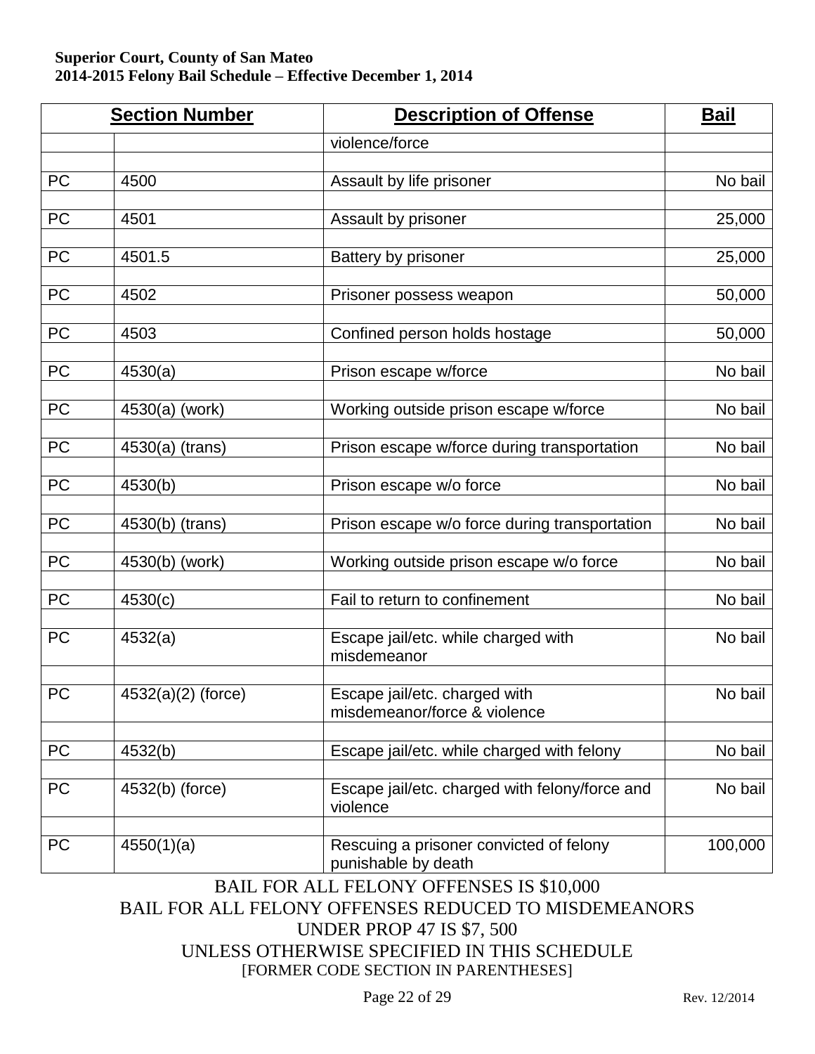**Superior Court, County of San Mateo**
**2014-2015 Felony Bail Schedule – Effective December 1, 2014**

| Section Number | | Description of Offense | Bail |
|---|---|---|---|
| | | violence/force | |
| PC | 4500 | Assault by life prisoner | No bail |
| PC | 4501 | Assault by prisoner | 25,000 |
| PC | 4501.5 | Battery by prisoner | 25,000 |
| PC | 4502 | Prisoner possess weapon | 50,000 |
| PC | 4503 | Confined person holds hostage | 50,000 |
| PC | 4530(a) | Prison escape w/force | No bail |
| PC | 4530(a) (work) | Working outside prison escape w/force | No bail |
| PC | 4530(a) (trans) | Prison escape w/force during transportation | No bail |
| PC | 4530(b) | Prison escape w/o force | No bail |
| PC | 4530(b) (trans) | Prison escape w/o force during transportation | No bail |
| PC | 4530(b) (work) | Working outside prison escape w/o force | No bail |
| PC | 4530(c) | Fail to return to confinement | No bail |
| PC | 4532(a) | Escape jail/etc. while charged with misdemeanor | No bail |
| PC | 4532(a)(2) (force) | Escape jail/etc. charged with misdemeanor/force & violence | No bail |
| PC | 4532(b) | Escape jail/etc. while charged with felony | No bail |
| PC | 4532(b) (force) | Escape jail/etc. charged with felony/force and violence | No bail |
| PC | 4550(1)(a) | Rescuing a prisoner convicted of felony punishable by death | 100,000 |

BAIL FOR ALL FELONY OFFENSES IS $10,000
BAIL FOR ALL FELONY OFFENSES REDUCED TO MISDEMEANORS UNDER PROP 47 IS $7, 500
UNLESS OTHERWISE SPECIFIED IN THIS SCHEDULE
[FORMER CODE SECTION IN PARENTHESES]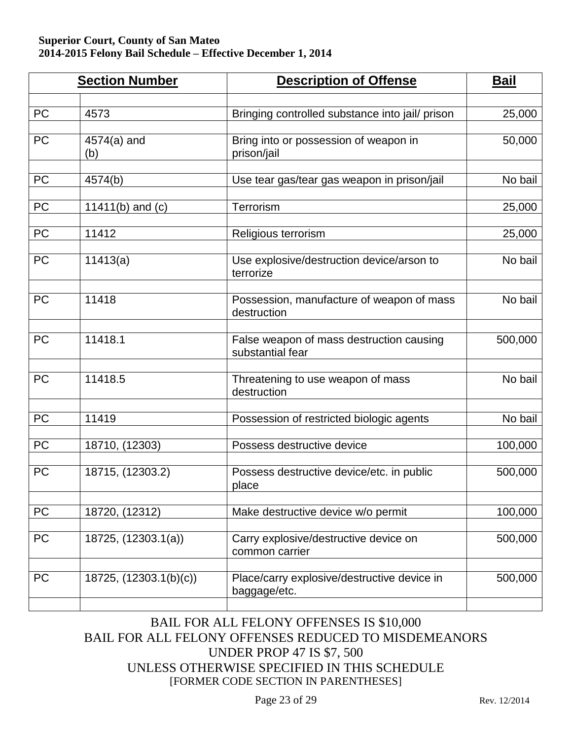**Superior Court, County of San Mateo**
**2014-2015 Felony Bail Schedule – Effective December 1, 2014**

| Section Number | | Description of Offense | Bail |
|---|---|---|---|
| PC | 4573 | Bringing controlled substance into jail/ prison | 25,000 |
| PC | 4574(a) and (b) | Bring into or possession of weapon in prison/jail | 50,000 |
| PC | 4574(b) | Use tear gas/tear gas weapon in prison/jail | No bail |
| PC | 11411(b) and (c) | Terrorism | 25,000 |
| PC | 11412 | Religious terrorism | 25,000 |
| PC | 11413(a) | Use explosive/destruction device/arson to terrorize | No bail |
| PC | 11418 | Possession, manufacture of weapon of mass destruction | No bail |
| PC | 11418.1 | False weapon of mass destruction causing substantial fear | 500,000 |
| PC | 11418.5 | Threatening to use weapon of mass destruction | No bail |
| PC | 11419 | Possession of restricted biologic agents | No bail |
| PC | 18710, (12303) | Possess destructive device | 100,000 |
| PC | 18715, (12303.2) | Possess destructive device/etc. in public place | 500,000 |
| PC | 18720, (12312) | Make destructive device w/o permit | 100,000 |
| PC | 18725, (12303.1(a)) | Carry explosive/destructive device on common carrier | 500,000 |
| PC | 18725, (12303.1(b)(c)) | Place/carry explosive/destructive device in baggage/etc. | 500,000 |

BAIL FOR ALL FELONY OFFENSES IS $10,000
BAIL FOR ALL FELONY OFFENSES REDUCED TO MISDEMEANORS UNDER PROP 47 IS $7, 500
UNLESS OTHERWISE SPECIFIED IN THIS SCHEDULE
[FORMER CODE SECTION IN PARENTHESES]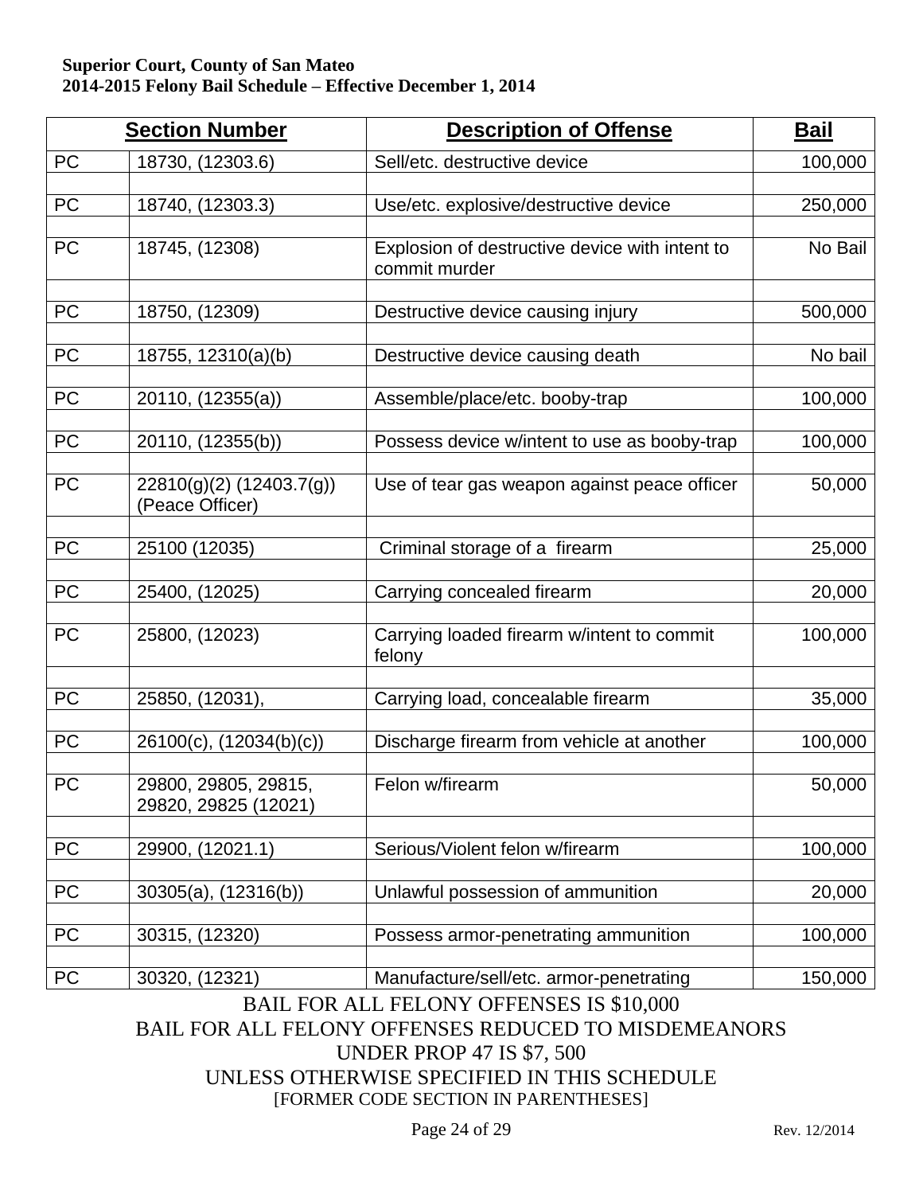**Superior Court, County of San Mateo**
**2014-2015 Felony Bail Schedule – Effective December 1, 2014**

| Section Number | | Description of Offense | Bail |
|---|---|---|---|
| PC | 18730, (12303.6) | Sell/etc. destructive device | 100,000 |
| | | | |
| PC | 18740, (12303.3) | Use/etc. explosive/destructive device | 250,000 |
| | | | |
| PC | 18745, (12308) | Explosion of destructive device with intent to commit murder | No Bail |
| | | | |
| PC | 18750, (12309) | Destructive device causing injury | 500,000 |
| | | | |
| PC | 18755, 12310(a)(b) | Destructive device causing death | No bail |
| | | | |
| PC | 20110, (12355(a)) | Assemble/place/etc. booby-trap | 100,000 |
| | | | |
| PC | 20110, (12355(b)) | Possess device w/intent to use as booby-trap | 100,000 |
| | | | |
| PC | 22810(g)(2) (12403.7(g)) (Peace Officer) | Use of tear gas weapon against peace officer | 50,000 |
| | | | |
| PC | 25100 (12035) | Criminal storage of a firearm | 25,000 |
| | | | |
| PC | 25400, (12025) | Carrying concealed firearm | 20,000 |
| | | | |
| PC | 25800, (12023) | Carrying loaded firearm w/intent to commit felony | 100,000 |
| | | | |
| PC | 25850, (12031), | Carrying load, concealable firearm | 35,000 |
| | | | |
| PC | 26100(c), (12034(b)(c)) | Discharge firearm from vehicle at another | 100,000 |
| | | | |
| PC | 29800, 29805, 29815, 29820, 29825 (12021) | Felon w/firearm | 50,000 |
| | | | |
| PC | 29900, (12021.1) | Serious/Violent felon w/firearm | 100,000 |
| | | | |
| PC | 30305(a), (12316(b)) | Unlawful possession of ammunition | 20,000 |
| | | | |
| PC | 30315, (12320) | Possess armor-penetrating ammunition | 100,000 |
| | | | |
| PC | 30320, (12321) | Manufacture/sell/etc. armor-penetrating | 150,000 |

BAIL FOR ALL FELONY OFFENSES IS $10,000
BAIL FOR ALL FELONY OFFENSES REDUCED TO MISDEMEANORS UNDER PROP 47 IS $7, 500
UNLESS OTHERWISE SPECIFIED IN THIS SCHEDULE
[FORMER CODE SECTION IN PARENTHESES]

Rev. 12/2014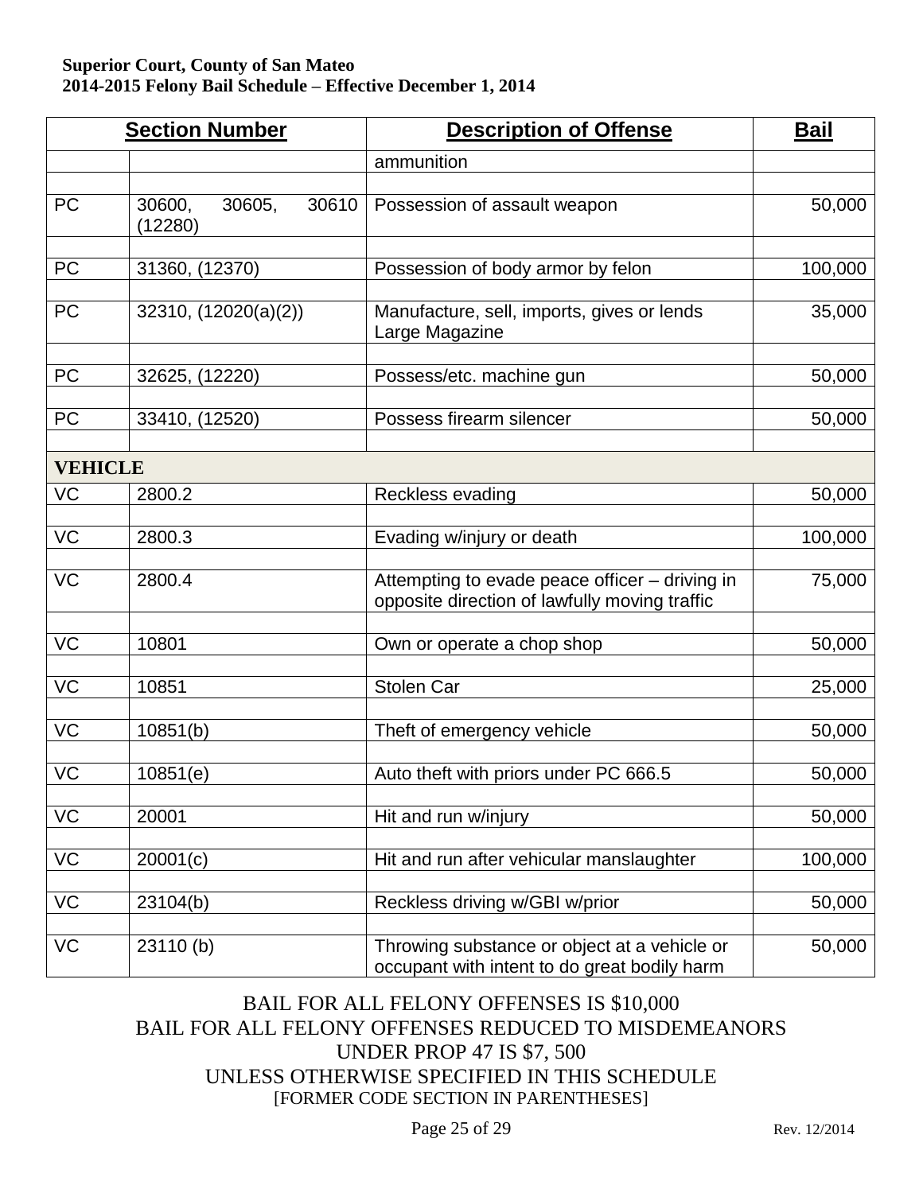| Section Number | | Description of Offense | Bail |
|---|---|---|---|
| | | ammunition | |
| PC | 30600, 30605, 30610 (12280) | Possession of assault weapon | 50,000 |
| PC | 31360, (12370) | Possession of body armor by felon | 100,000 |
| PC | 32310, (12020(a)(2)) | Manufacture, sell, imports, gives or lends Large Magazine | 35,000 |
| PC | 32625, (12220) | Possess/etc. machine gun | 50,000 |
| PC | 33410, (12520) | Possess firearm silencer | 50,000 |
| **VEHICLE** | | | |
| VC | 2800.2 | Reckless evading | 50,000 |
| VC | 2800.3 | Evading w/injury or death | 100,000 |
| VC | 2800.4 | Attempting to evade peace officer – driving in opposite direction of lawfully moving traffic | 75,000 |
| VC | 10801 | Own or operate a chop shop | 50,000 |
| VC | 10851 | Stolen Car | 25,000 |
| VC | 10851(b) | Theft of emergency vehicle | 50,000 |
| VC | 10851(e) | Auto theft with priors under PC 666.5 | 50,000 |
| VC | 20001 | Hit and run w/injury | 50,000 |
| VC | 20001(c) | Hit and run after vehicular manslaughter | 100,000 |
| VC | 23104(b) | Reckless driving w/GBI w/prior | 50,000 |
| VC | 23110 (b) | Throwing substance or object at a vehicle or occupant with intent to do great bodily harm | 50,000 |

BAIL FOR ALL FELONY OFFENSES IS $10,000
BAIL FOR ALL FELONY OFFENSES REDUCED TO MISDEMEANORS UNDER PROP 47 IS $7, 500
UNLESS OTHERWISE SPECIFIED IN THIS SCHEDULE
[FORMER CODE SECTION IN PARENTHESES]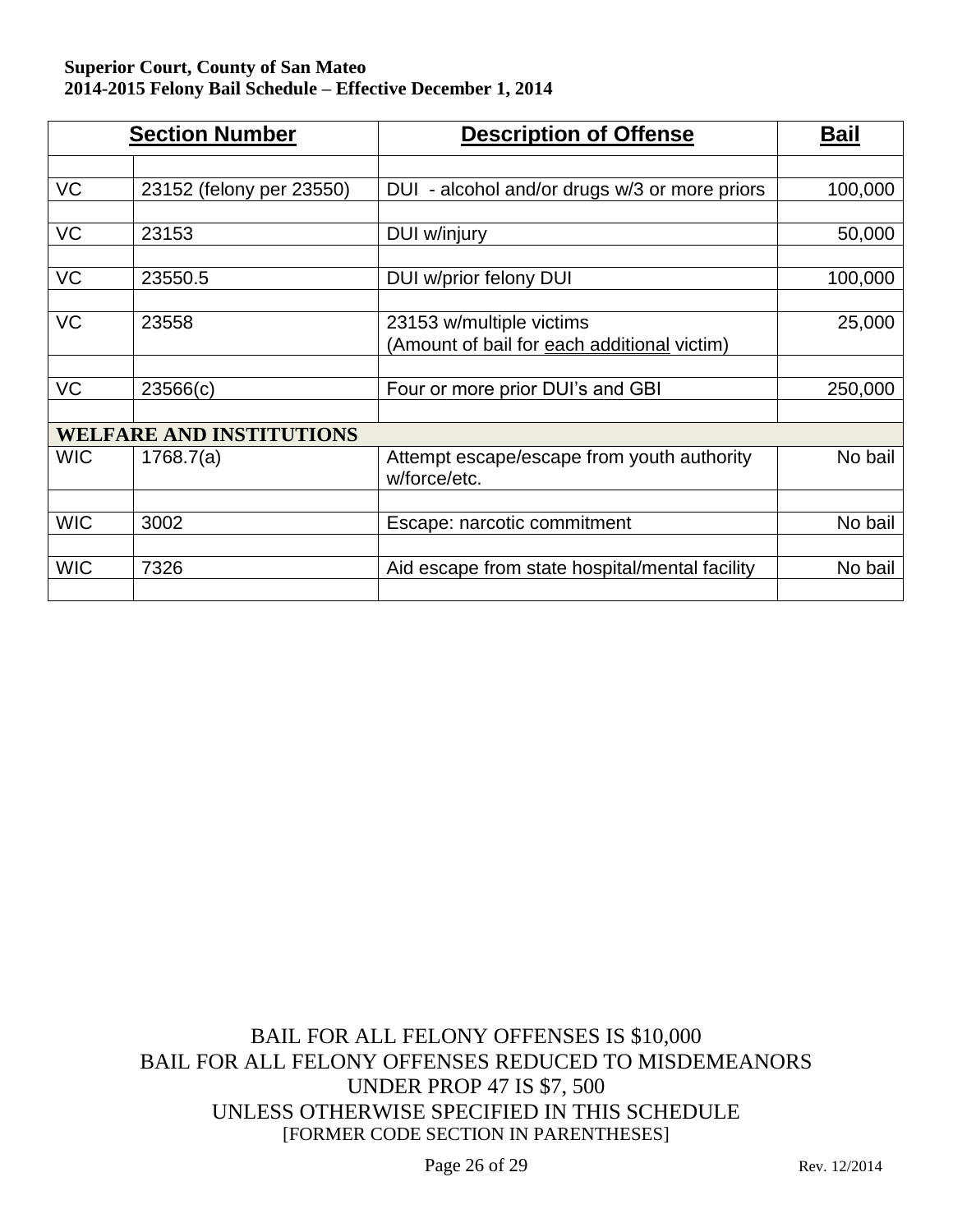**Superior Court, County of San Mateo**
**2014-2015 Felony Bail Schedule – Effective December 1, 2014**

| Section Number | | Description of Offense | Bail |
|---|---|---|---|
| | | | |
| VC | 23152 (felony per 23550) | DUI - alcohol and/or drugs w/3 or more priors | 100,000 |
| | | | |
| VC | 23153 | DUI w/injury | 50,000 |
| | | | |
| VC | 23550.5 | DUI w/prior felony DUI | 100,000 |
| | | | |
| VC | 23558 | 23153 w/multiple victims (Amount of bail for each additional victim) | 25,000 |
| | | | |
| VC | 23566(c) | Four or more prior DUI's and GBI | 250,000 |
| | | | |
| **WELFARE AND INSTITUTIONS** | | | |
| WIC | 1768.7(a) | Attempt escape/escape from youth authority w/force/etc. | No bail |
| | | | |
| WIC | 3002 | Escape: narcotic commitment | No bail |
| | | | |
| WIC | 7326 | Aid escape from state hospital/mental facility | No bail |
| | | | |

BAIL FOR ALL FELONY OFFENSES IS $10,000
BAIL FOR ALL FELONY OFFENSES REDUCED TO MISDEMEANORS UNDER PROP 47 IS $7, 500
UNLESS OTHERWISE SPECIFIED IN THIS SCHEDULE
[FORMER CODE SECTION IN PARENTHESES]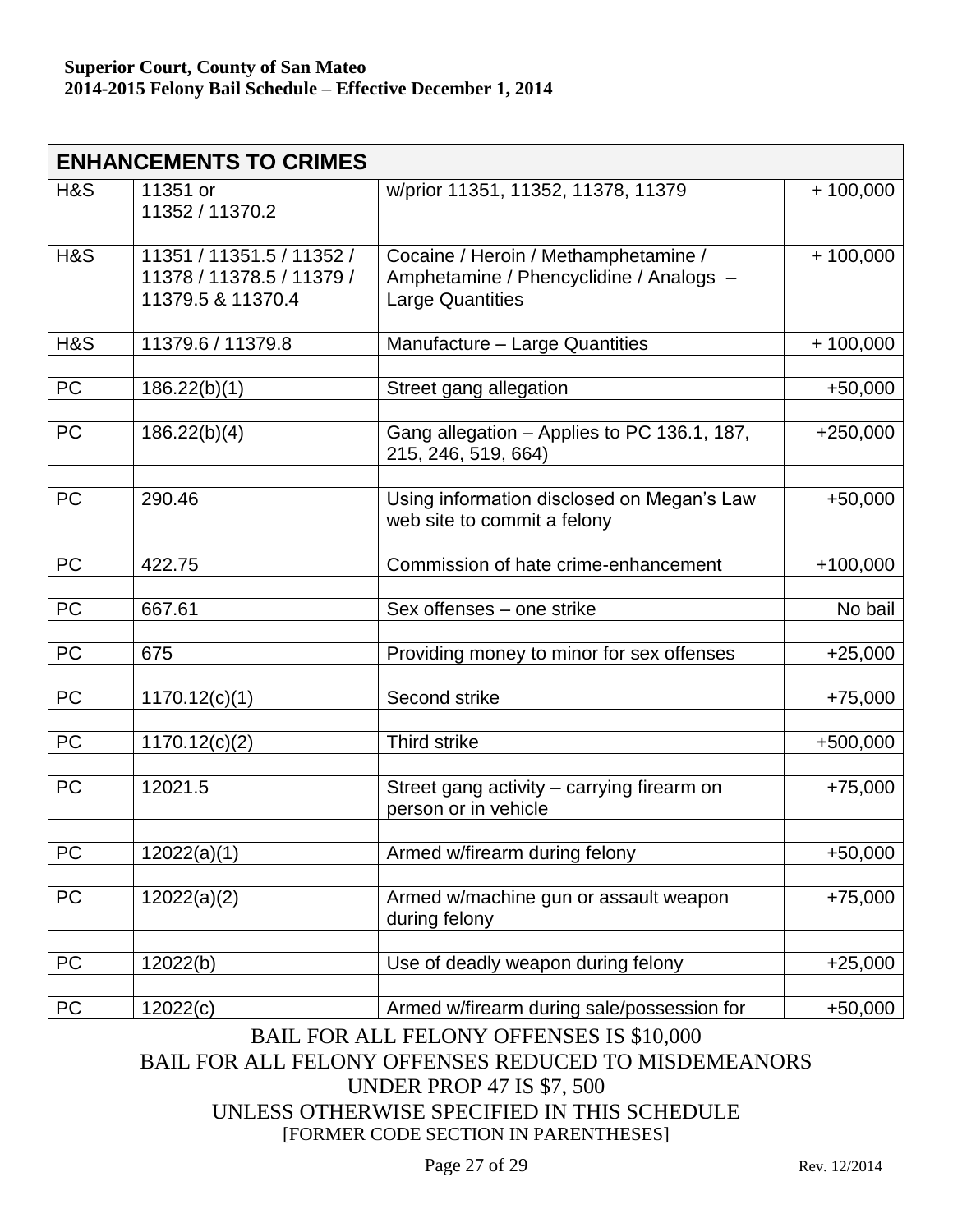**Superior Court, County of San Mateo**
**2014-2015 Felony Bail Schedule – Effective December 1, 2014**

| ENHANCEMENTS TO CRIMES | | | |
|---|---|---|---|
| H&S | 11351 or 11352 / 11370.2 | w/prior 11351, 11352, 11378, 11379 | + 100,000 |
| | | | |
| H&S | 11351 / 11351.5 / 11352 / 11378 / 11378.5 / 11379 / 11379.5 & 11370.4 | Cocaine / Heroin / Methamphetamine / Amphetamine / Phencyclidine / Analogs – Large Quantities | + 100,000 |
| | | | |
| H&S | 11379.6 / 11379.8 | Manufacture – Large Quantities | + 100,000 |
| | | | |
| PC | 186.22(b)(1) | Street gang allegation | +50,000 |
| | | | |
| PC | 186.22(b)(4) | Gang allegation – Applies to PC 136.1, 187, 215, 246, 519, 664) | +250,000 |
| | | | |
| PC | 290.46 | Using information disclosed on Megan's Law web site to commit a felony | +50,000 |
| | | | |
| PC | 422.75 | Commission of hate crime-enhancement | +100,000 |
| | | | |
| PC | 667.61 | Sex offenses – one strike | No bail |
| | | | |
| PC | 675 | Providing money to minor for sex offenses | +25,000 |
| | | | |
| PC | 1170.12(c)(1) | Second strike | +75,000 |
| | | | |
| PC | 1170.12(c)(2) | Third strike | +500,000 |
| | | | |
| PC | 12021.5 | Street gang activity – carrying firearm on person or in vehicle | +75,000 |
| | | | |
| PC | 12022(a)(1) | Armed w/firearm during felony | +50,000 |
| | | | |
| PC | 12022(a)(2) | Armed w/machine gun or assault weapon during felony | +75,000 |
| | | | |
| PC | 12022(b) | Use of deadly weapon during felony | +25,000 |
| | | | |
| PC | 12022(c) | Armed w/firearm during sale/possession for | +50,000 |

BAIL FOR ALL FELONY OFFENSES IS $10,000
BAIL FOR ALL FELONY OFFENSES REDUCED TO MISDEMEANORS UNDER PROP 47 IS $7, 500
UNLESS OTHERWISE SPECIFIED IN THIS SCHEDULE
[FORMER CODE SECTION IN PARENTHESES]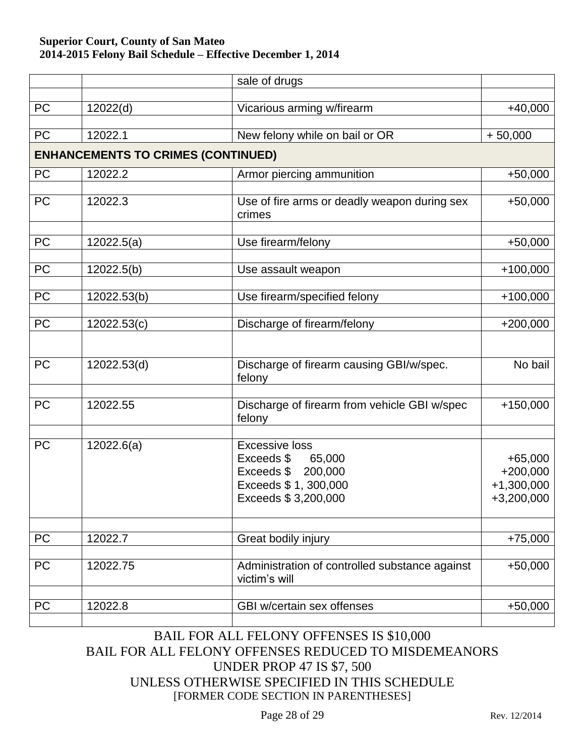| | | | |
|---|---|---|---|
| | | sale of drugs | |
| PC | 12022(d) | Vicarious arming w/firearm | +40,000 |
| PC | 12022.1 | New felony while on bail or OR | + 50,000 |
| **ENHANCEMENTS TO CRIMES (CONTINUED)** | | | |
| PC | 12022.2 | Armor piercing ammunition | +50,000 |
| PC | 12022.3 | Use of fire arms or deadly weapon during sex crimes | +50,000 |
| PC | 12022.5(a) | Use firearm/felony | +50,000 |
| PC | 12022.5(b) | Use assault weapon | +100,000 |
| PC | 12022.53(b) | Use firearm/specified felony | +100,000 |
| PC | 12022.53(c) | Discharge of firearm/felony | +200,000 |
| PC | 12022.53(d) | Discharge of firearm causing GBI/w/spec. felony | No bail |
| PC | 12022.55 | Discharge of firearm from vehicle GBI w/spec felony | +150,000 |
| PC | 12022.6(a) | Excessive loss<br>Exceeds $ 65,000<br>Exceeds $ 200,000<br>Exceeds $ 1, 300,000<br>Exceeds $ 3,200,000 | <br>+65,000<br>+200,000<br>+1,300,000<br>+3,200,000 |
| PC | 12022.7 | Great bodily injury | +75,000 |
| PC | 12022.75 | Administration of controlled substance against victim's will | +50,000 |
| PC | 12022.8 | GBI w/certain sex offenses | +50,000 |

BAIL FOR ALL FELONY OFFENSES IS $10,000
BAIL FOR ALL FELONY OFFENSES REDUCED TO MISDEMEANORS UNDER PROP 47 IS $7, 500
UNLESS OTHERWISE SPECIFIED IN THIS SCHEDULE
[FORMER CODE SECTION IN PARENTHESES]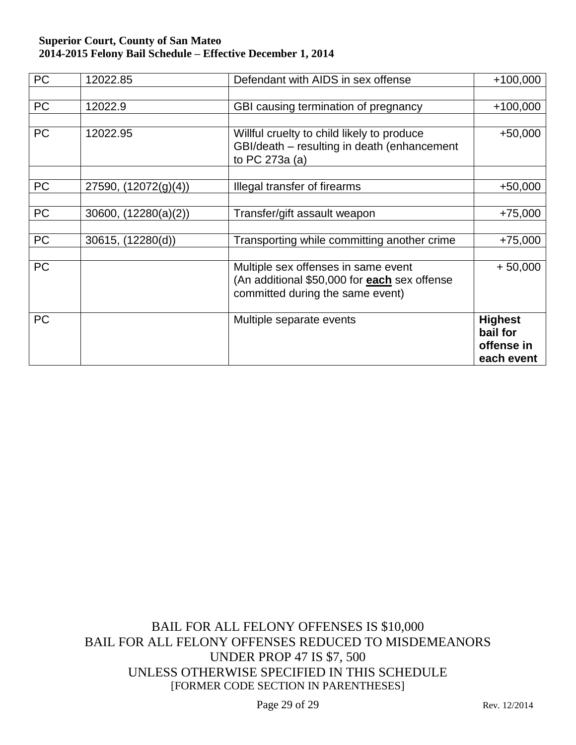| | | | |
|---|---|---|---|
| PC | 12022.85 | Defendant with AIDS in sex offense | +100,000 |
| | | | |
| PC | 12022.9 | GBI causing termination of pregnancy | +100,000 |
| | | | |
| PC | 12022.95 | Willful cruelty to child likely to produce GBI/death – resulting in death (enhancement to PC 273a (a) | +50,000 |
| | | | |
| PC | 27590, (12072(g)(4)) | Illegal transfer of firearms | +50,000 |
| | | | |
| PC | 30600, (12280(a)(2)) | Transfer/gift assault weapon | +75,000 |
| | | | |
| PC | 30615, (12280(d)) | Transporting while committing another crime | +75,000 |
| | | | |
| PC | | Multiple sex offenses in same event (An additional $50,000 for **each** sex offense committed during the same event) | + 50,000 |
| PC | | Multiple separate events | **Highest bail for offense in each event** |

BAIL FOR ALL FELONY OFFENSES IS $10,000
BAIL FOR ALL FELONY OFFENSES REDUCED TO MISDEMEANORS UNDER PROP 47 IS $7, 500
UNLESS OTHERWISE SPECIFIED IN THIS SCHEDULE
[FORMER CODE SECTION IN PARENTHESES]